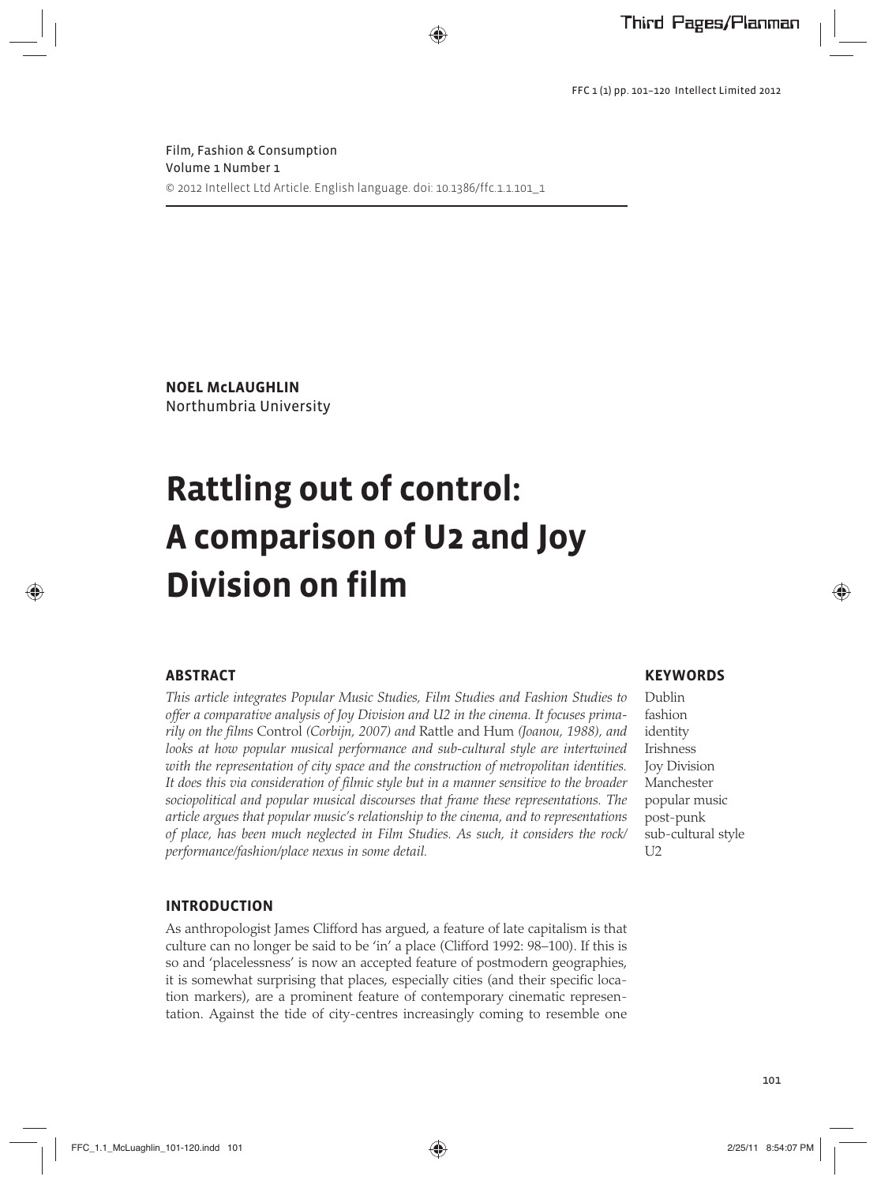Film, Fashion & Consumption
Volume 1 Number 1
© 2012 Intellect Ltd Article. English language. doi: 10.1386/ffc.1.1.101_1

**NOEL McLAUGHLIN**
Northumbria University

# Rattling out of control: A comparison of U2 and Joy Division on film

## ABSTRACT

*This article integrates Popular Music Studies, Film Studies and Fashion Studies to offer a comparative analysis of Joy Division and U2 in the cinema. It focuses primarily on the films* Control *(Corbijn, 2007) and* Rattle and Hum *(Joanou, 1988), and looks at how popular musical performance and sub-cultural style are intertwined with the representation of city space and the construction of metropolitan identities. It does this via consideration of filmic style but in a manner sensitive to the broader sociopolitical and popular musical discourses that frame these representations. The article argues that popular music's relationship to the cinema, and to representations of place, has been much neglected in Film Studies. As such, it considers the rock/performance/fashion/place nexus in some detail.*

## KEYWORDS

Dublin
fashion
identity
Irishness
Joy Division
Manchester
popular music
post-punk
sub-cultural style
U2

## INTRODUCTION

As anthropologist James Clifford has argued, a feature of late capitalism is that culture can no longer be said to be 'in' a place (Clifford 1992: 98–100). If this is so and 'placelessness' is now an accepted feature of postmodern geographies, it is somewhat surprising that places, especially cities (and their specific location markers), are a prominent feature of contemporary cinematic representation. Against the tide of city-centres increasingly coming to resemble one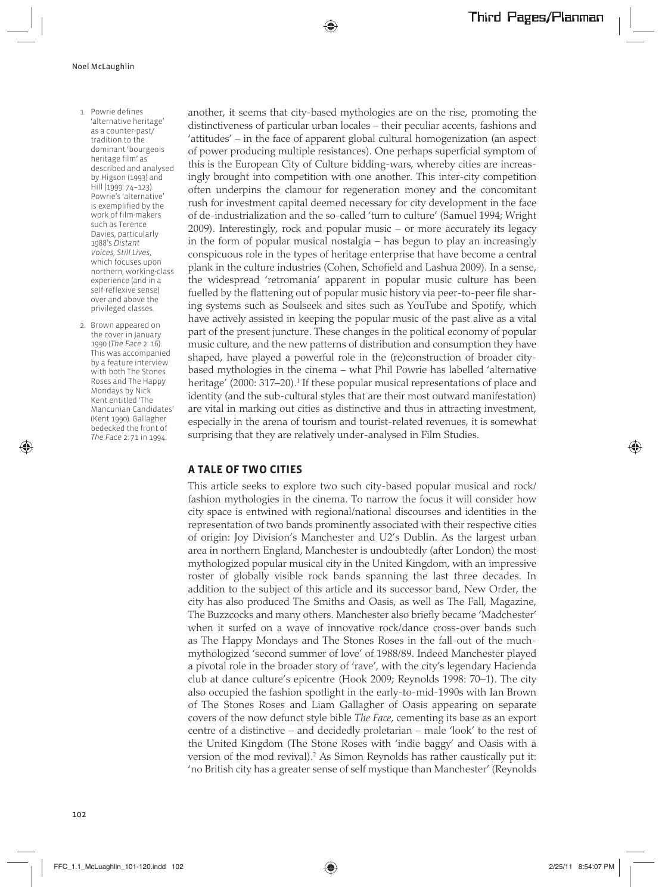another, it seems that city-based mythologies are on the rise, promoting the distinctiveness of particular urban locales – their peculiar accents, fashions and 'attitudes' – in the face of apparent global cultural homogenization (an aspect of power producing multiple resistances). One perhaps superficial symptom of this is the European City of Culture bidding-wars, whereby cities are increasingly brought into competition with one another. This inter-city competition often underpins the clamour for regeneration money and the concomitant rush for investment capital deemed necessary for city development in the face of de-industrialization and the so-called 'turn to culture' (Samuel 1994; Wright 2009). Interestingly, rock and popular music – or more accurately its legacy in the form of popular musical nostalgia – has begun to play an increasingly conspicuous role in the types of heritage enterprise that have become a central plank in the culture industries (Cohen, Schofield and Lashua 2009). In a sense, the widespread 'retromania' apparent in popular music culture has been fuelled by the flattening out of popular music history via peer-to-peer file sharing systems such as Soulseek and sites such as YouTube and Spotify, which have actively assisted in keeping the popular music of the past alive as a vital part of the present juncture. These changes in the political economy of popular music culture, and the new patterns of distribution and consumption they have shaped, have played a powerful role in the (re)construction of broader city-based mythologies in the cinema – what Phil Powrie has labelled 'alternative heritage' (2000: 317–20).[1] If these popular musical representations of place and identity (and the sub-cultural styles that are their most outward manifestation) are vital in marking out cities as distinctive and thus in attracting investment, especially in the arena of tourism and tourist-related revenues, it is somewhat surprising that they are relatively under-analysed in Film Studies.

## A TALE OF TWO CITIES

This article seeks to explore two such city-based popular musical and rock/fashion mythologies in the cinema. To narrow the focus it will consider how city space is entwined with regional/national discourses and identities in the representation of two bands prominently associated with their respective cities of origin: Joy Division's Manchester and U2's Dublin. As the largest urban area in northern England, Manchester is undoubtedly (after London) the most mythologized popular musical city in the United Kingdom, with an impressive roster of globally visible rock bands spanning the last three decades. In addition to the subject of this article and its successor band, New Order, the city has also produced The Smiths and Oasis, as well as The Fall, Magazine, The Buzzcocks and many others. Manchester also briefly became 'Madchester' when it surfed on a wave of innovative rock/dance cross-over bands such as The Happy Mondays and The Stones Roses in the fall-out of the much-mythologized 'second summer of love' of 1988/89. Indeed Manchester played a pivotal role in the broader story of 'rave', with the city's legendary Hacienda club at dance culture's epicentre (Hook 2009; Reynolds 1998: 70–1). The city also occupied the fashion spotlight in the early-to-mid-1990s with Ian Brown of The Stones Roses and Liam Gallagher of Oasis appearing on separate covers of the now defunct style bible *The Face*, cementing its base as an export centre of a distinctive – and decidedly proletarian – male 'look' to the rest of the United Kingdom (The Stone Roses with 'indie baggy' and Oasis with a version of the mod revival).[2] As Simon Reynolds has rather caustically put it: 'no British city has a greater sense of self mystique than Manchester' (Reynolds

1. Powrie defines 'alternative heritage' as a counter-past/tradition to the dominant 'bourgeois heritage film' as described and analysed by Higson (1993) and Hill (1999: 74–123). Powrie's 'alternative' is exemplified by the work of film-makers such as Terence Davies, particularly 1988's *Distant Voices, Still Lives*, which focuses upon northern, working-class experience (and in a self-reflexive sense) over and above the privileged classes.

2. Brown appeared on the cover in January 1990 (*The Face* 2: 16). This was accompanied by a feature interview with both The Stones Roses and The Happy Mondays by Nick Kent entitled 'The Mancunian Candidates' (Kent 1990). Gallagher bedecked the front of *The Face* 2: 71 in 1994.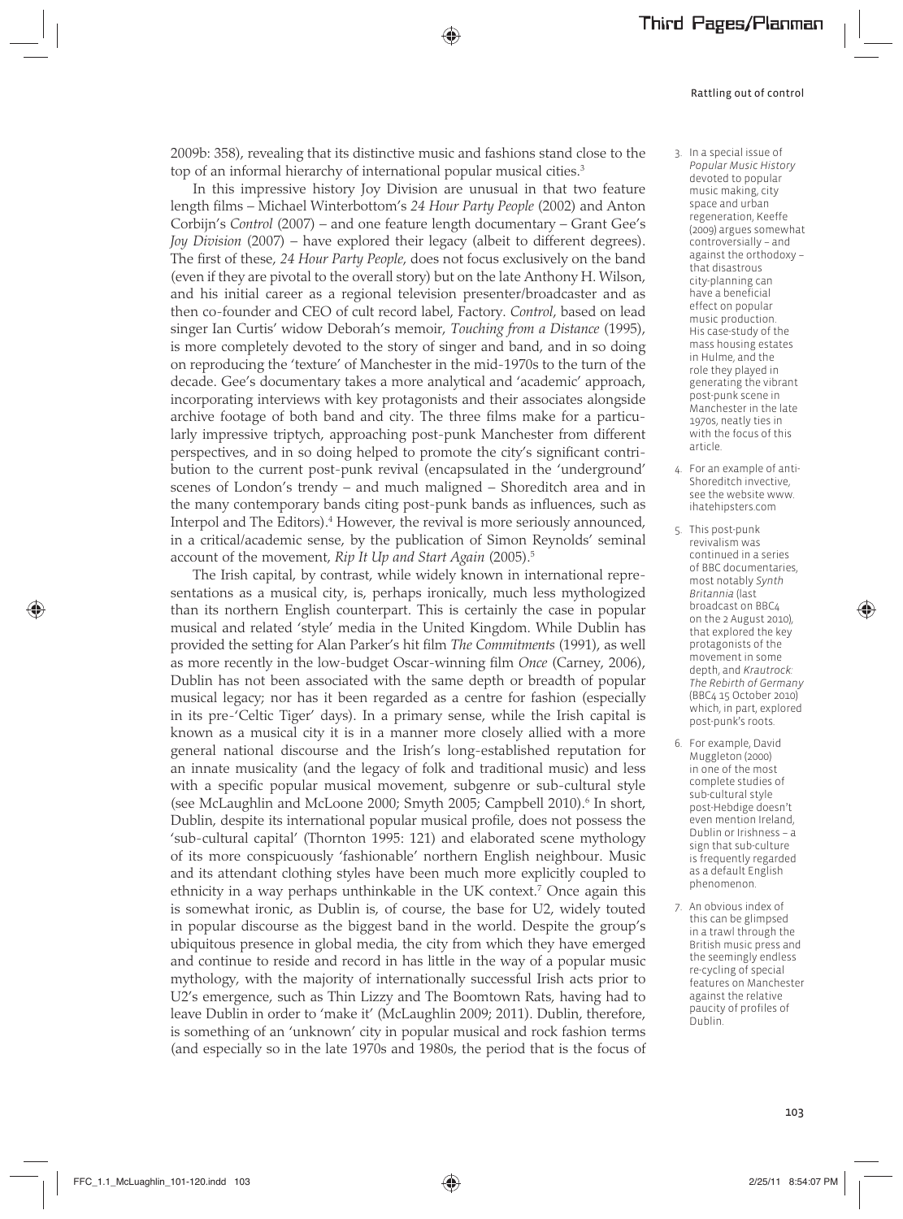2009b: 358), revealing that its distinctive music and fashions stand close to the top of an informal hierarchy of international popular musical cities.[3]

In this impressive history Joy Division are unusual in that two feature length films – Michael Winterbottom's *24 Hour Party People* (2002) and Anton Corbijn's *Control* (2007) – and one feature length documentary – Grant Gee's *Joy Division* (2007) – have explored their legacy (albeit to different degrees). The first of these, *24 Hour Party People*, does not focus exclusively on the band (even if they are pivotal to the overall story) but on the late Anthony H. Wilson, and his initial career as a regional television presenter/broadcaster and as then co-founder and CEO of cult record label, Factory. *Control*, based on lead singer Ian Curtis' widow Deborah's memoir, *Touching from a Distance* (1995), is more completely devoted to the story of singer and band, and in so doing on reproducing the 'texture' of Manchester in the mid-1970s to the turn of the decade. Gee's documentary takes a more analytical and 'academic' approach, incorporating interviews with key protagonists and their associates alongside archive footage of both band and city. The three films make for a particularly impressive triptych, approaching post-punk Manchester from different perspectives, and in so doing helped to promote the city's significant contribution to the current post-punk revival (encapsulated in the 'underground' scenes of London's trendy – and much maligned – Shoreditch area and in the many contemporary bands citing post-punk bands as influences, such as Interpol and The Editors).[4] However, the revival is more seriously announced, in a critical/academic sense, by the publication of Simon Reynolds' seminal account of the movement, *Rip It Up and Start Again* (2005).[5]

The Irish capital, by contrast, while widely known in international representations as a musical city, is, perhaps ironically, much less mythologized than its northern English counterpart. This is certainly the case in popular musical and related 'style' media in the United Kingdom. While Dublin has provided the setting for Alan Parker's hit film *The Commitments* (1991), as well as more recently in the low-budget Oscar-winning film *Once* (Carney, 2006), Dublin has not been associated with the same depth or breadth of popular musical legacy; nor has it been regarded as a centre for fashion (especially in its pre-'Celtic Tiger' days). In a primary sense, while the Irish capital is known as a musical city it is in a manner more closely allied with a more general national discourse and the Irish's long-established reputation for an innate musicality (and the legacy of folk and traditional music) and less with a specific popular musical movement, subgenre or sub-cultural style (see McLaughlin and McLoone 2000; Smyth 2005; Campbell 2010).[6] In short, Dublin, despite its international popular musical profile, does not possess the 'sub-cultural capital' (Thornton 1995: 121) and elaborated scene mythology of its more conspicuously 'fashionable' northern English neighbour. Music and its attendant clothing styles have been much more explicitly coupled to ethnicity in a way perhaps unthinkable in the UK context.[7] Once again this is somewhat ironic, as Dublin is, of course, the base for U2, widely touted in popular discourse as the biggest band in the world. Despite the group's ubiquitous presence in global media, the city from which they have emerged and continue to reside and record in has little in the way of a popular music mythology, with the majority of internationally successful Irish acts prior to U2's emergence, such as Thin Lizzy and The Boomtown Rats, having had to leave Dublin in order to 'make it' (McLaughlin 2009; 2011). Dublin, therefore, is something of an 'unknown' city in popular musical and rock fashion terms (and especially so in the late 1970s and 1980s, the period that is the focus of

3. In a special issue of *Popular Music History* devoted to popular music making, city space and urban regeneration, Keeffe (2009) argues somewhat controversially – and against the orthodoxy – that disastrous city-planning can have a beneficial effect on popular music production. His case-study of the mass housing estates in Hulme, and the role they played in generating the vibrant post-punk scene in Manchester in the late 1970s, neatly ties in with the focus of this article.

4. For an example of anti-Shoreditch invective, see the website www.ihatehipsters.com

5. This post-punk revivalism was continued in a series of BBC documentaries, most notably *Synth Britannia* (last broadcast on BBC4 on the 2 August 2010), that explored the key protagonists of the movement in some depth, and *Krautrock: The Rebirth of Germany* (BBC4 15 October 2010) which, in part, explored post-punk's roots.

6. For example, David Muggleton (2000) in one of the most complete studies of sub-cultural style post-Hebdige doesn't even mention Ireland, Dublin or Irishness – a sign that sub-culture is frequently regarded as a default English phenomenon.

7. An obvious index of this can be glimpsed in a trawl through the British music press and the seemingly endless re-cycling of special features on Manchester against the relative paucity of profiles of Dublin.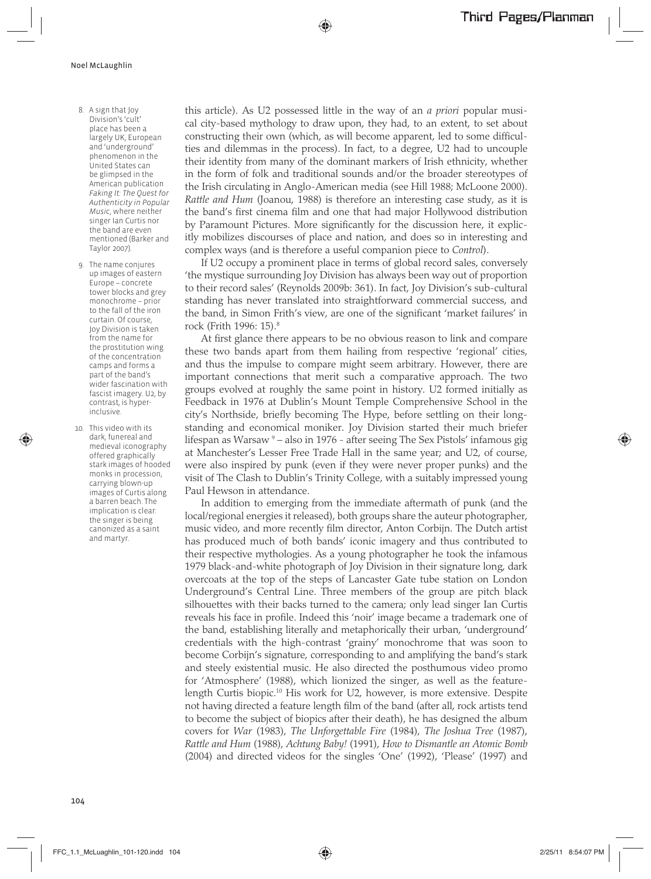this article). As U2 possessed little in the way of an *a priori* popular musical city-based mythology to draw upon, they had, to an extent, to set about constructing their own (which, as will become apparent, led to some difficulties and dilemmas in the process). In fact, to a degree, U2 had to uncouple their identity from many of the dominant markers of Irish ethnicity, whether in the form of folk and traditional sounds and/or the broader stereotypes of the Irish circulating in Anglo-American media (see Hill 1988; McLoone 2000). *Rattle and Hum* (Joanou, 1988) is therefore an interesting case study, as it is the band's first cinema film and one that had major Hollywood distribution by Paramount Pictures. More significantly for the discussion here, it explicitly mobilizes discourses of place and nation, and does so in interesting and complex ways (and is therefore a useful companion piece to *Control*).

If U2 occupy a prominent place in terms of global record sales, conversely 'the mystique surrounding Joy Division has always been way out of proportion to their record sales' (Reynolds 2009b: 361). In fact, Joy Division's sub-cultural standing has never translated into straightforward commercial success, and the band, in Simon Frith's view, are one of the significant 'market failures' in rock (Frith 1996: 15).[8]

At first glance there appears to be no obvious reason to link and compare these two bands apart from them hailing from respective 'regional' cities, and thus the impulse to compare might seem arbitrary. However, there are important connections that merit such a comparative approach. The two groups evolved at roughly the same point in history. U2 formed initially as Feedback in 1976 at Dublin's Mount Temple Comprehensive School in the city's Northside, briefly becoming The Hype, before settling on their long-standing and economical moniker. Joy Division started their much briefer lifespan as Warsaw[9] – also in 1976 - after seeing The Sex Pistols' infamous gig at Manchester's Lesser Free Trade Hall in the same year; and U2, of course, were also inspired by punk (even if they were never proper punks) and the visit of The Clash to Dublin's Trinity College, with a suitably impressed young Paul Hewson in attendance.

In addition to emerging from the immediate aftermath of punk (and the local/regional energies it released), both groups share the auteur photographer, music video, and more recently film director, Anton Corbijn. The Dutch artist has produced much of both bands' iconic imagery and thus contributed to their respective mythologies. As a young photographer he took the infamous 1979 black-and-white photograph of Joy Division in their signature long, dark overcoats at the top of the steps of Lancaster Gate tube station on London Underground's Central Line. Three members of the group are pitch black silhouettes with their backs turned to the camera; only lead singer Ian Curtis reveals his face in profile. Indeed this 'noir' image became a trademark one of the band, establishing literally and metaphorically their urban, 'underground' credentials with the high-contrast 'grainy' monochrome that was soon to become Corbijn's signature, corresponding to and amplifying the band's stark and steely existential music. He also directed the posthumous video promo for 'Atmosphere' (1988), which lionized the singer, as well as the feature-length Curtis biopic.[10] His work for U2, however, is more extensive. Despite not having directed a feature length film of the band (after all, rock artists tend to become the subject of biopics after their death), he has designed the album covers for *War* (1983), *The Unforgettable Fire* (1984), *The Joshua Tree* (1987), *Rattle and Hum* (1988), *Achtung Baby!* (1991), *How to Dismantle an Atomic Bomb* (2004) and directed videos for the singles 'One' (1992), 'Please' (1997) and

8. A sign that Joy Division's 'cult' place has been a largely UK, European and 'underground' phenomenon in the United States can be glimpsed in the American publication *Faking It: The Quest for Authenticity in Popular Music*, where neither singer Ian Curtis nor the band are even mentioned (Barker and Taylor 2007).

9. The name conjures up images of eastern Europe – concrete tower blocks and grey monochrome – prior to the fall of the iron curtain. Of course, Joy Division is taken from the name for the prostitution wing of the concentration camps and forms a part of the band's wider fascination with fascist imagery. U2, by contrast, is hyper-inclusive.

10. This video with its dark, funereal and medieval iconography offered graphically stark images of hooded monks in procession, carrying blown-up images of Curtis along a barren beach. The implication is clear: the singer is being canonized as a saint and martyr.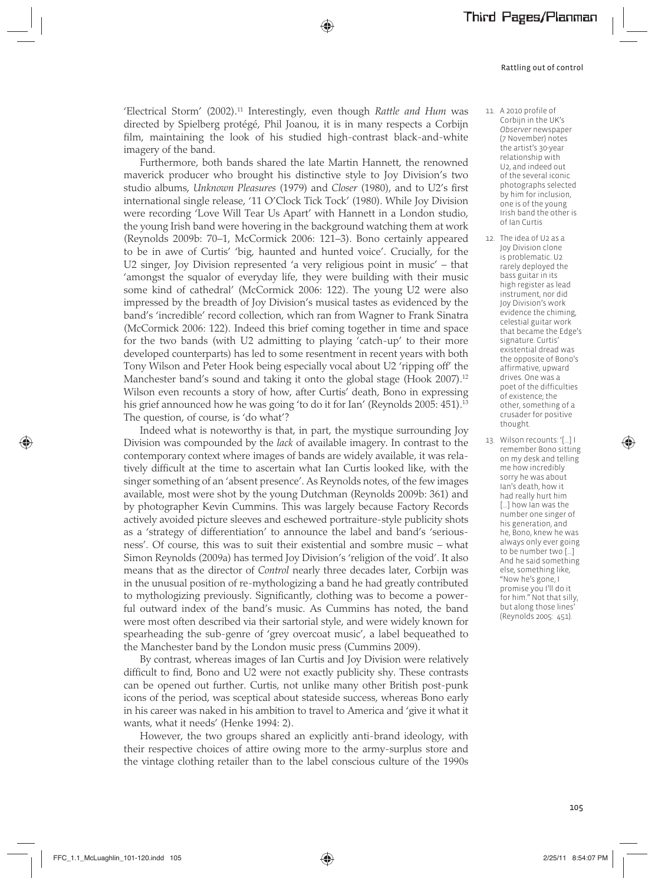'Electrical Storm' (2002).[11] Interestingly, even though *Rattle and Hum* was directed by Spielberg protégé, Phil Joanou, it is in many respects a Corbijn film, maintaining the look of his studied high-contrast black-and-white imagery of the band.

Furthermore, both bands shared the late Martin Hannett, the renowned maverick producer who brought his distinctive style to Joy Division's two studio albums, *Unknown Pleasures* (1979) and *Closer* (1980), and to U2's first international single release, '11 O'Clock Tick Tock' (1980). While Joy Division were recording 'Love Will Tear Us Apart' with Hannett in a London studio, the young Irish band were hovering in the background watching them at work (Reynolds 2009b: 70–1, McCormick 2006: 121–3). Bono certainly appeared to be in awe of Curtis' 'big, haunted and hunted voice'. Crucially, for the U2 singer, Joy Division represented 'a very religious point in music' – that 'amongst the squalor of everyday life, they were building with their music some kind of cathedral' (McCormick 2006: 122). The young U2 were also impressed by the breadth of Joy Division's musical tastes as evidenced by the band's 'incredible' record collection, which ran from Wagner to Frank Sinatra (McCormick 2006: 122). Indeed this brief coming together in time and space for the two bands (with U2 admitting to playing 'catch-up' to their more developed counterparts) has led to some resentment in recent years with both Tony Wilson and Peter Hook being especially vocal about U2 'ripping off' the Manchester band's sound and taking it onto the global stage (Hook 2007).[12] Wilson even recounts a story of how, after Curtis' death, Bono in expressing his grief announced how he was going 'to do it for Ian' (Reynolds 2005: 451).[13] The question, of course, is 'do what'?

Indeed what is noteworthy is that, in part, the mystique surrounding Joy Division was compounded by the *lack* of available imagery. In contrast to the contemporary context where images of bands are widely available, it was relatively difficult at the time to ascertain what Ian Curtis looked like, with the singer something of an 'absent presence'. As Reynolds notes, of the few images available, most were shot by the young Dutchman (Reynolds 2009b: 361) and by photographer Kevin Cummins. This was largely because Factory Records actively avoided picture sleeves and eschewed portraiture-style publicity shots as a 'strategy of differentiation' to announce the label and band's 'seriousness'. Of course, this was to suit their existential and sombre music – what Simon Reynolds (2009a) has termed Joy Division's 'religion of the void'. It also means that as the director of *Control* nearly three decades later, Corbijn was in the unusual position of re-mythologizing a band he had greatly contributed to mythologizing previously. Significantly, clothing was to become a powerful outward index of the band's music. As Cummins has noted, the band were most often described via their sartorial style, and were widely known for spearheading the sub-genre of 'grey overcoat music', a label bequeathed to the Manchester band by the London music press (Cummins 2009).

By contrast, whereas images of Ian Curtis and Joy Division were relatively difficult to find, Bono and U2 were not exactly publicity shy. These contrasts can be opened out further. Curtis, not unlike many other British post-punk icons of the period, was sceptical about stateside success, whereas Bono early in his career was naked in his ambition to travel to America and 'give it what it wants, what it needs' (Henke 1994: 2).

However, the two groups shared an explicitly anti-brand ideology, with their respective choices of attire owing more to the army-surplus store and the vintage clothing retailer than to the label conscious culture of the 1990s

---

11. A 2010 profile of Corbijn in the UK's *Observer* newspaper (7 November) notes the artist's 30-year relationship with U2, and indeed out of the several iconic photographs selected by him for inclusion, one is of the young Irish band the other is of Ian Curtis

12. The idea of U2 as a Joy Division clone is problematic. U2 rarely deployed the bass guitar in its high register as lead instrument, nor did Joy Division's work evidence the chiming, celestial guitar work that became the Edge's signature. Curtis' existential dread was the opposite of Bono's affirmative, upward drives. One was a poet of the difficulties of existence; the other, something of a crusader for positive thought.

13. Wilson recounts: '[…] I remember Bono sitting on my desk and telling me how incredibly sorry he was about Ian's death, how it had really hurt him […] how Ian was the number one singer of his generation, and he, Bono, knew he was always only ever going to be number two […] And he said something else, something like, "Now he's gone, I promise you I'll do it for him." Not that silly, but along those lines' (Reynolds 2005: 451).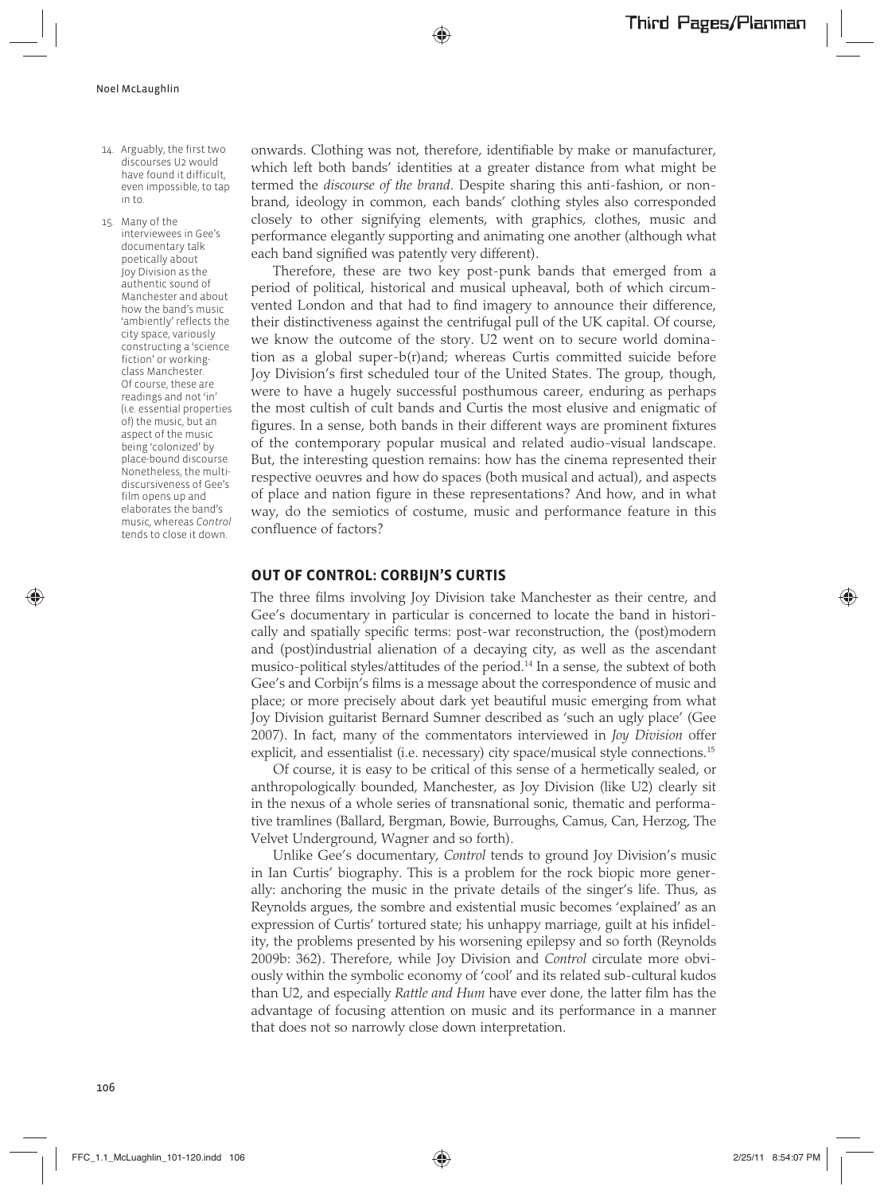onwards. Clothing was not, therefore, identifiable by make or manufacturer, which left both bands' identities at a greater distance from what might be termed the *discourse of the brand*. Despite sharing this anti-fashion, or non-brand, ideology in common, each bands' clothing styles also corresponded closely to other signifying elements, with graphics, clothes, music and performance elegantly supporting and animating one another (although what each band signified was patently very different).

Therefore, these are two key post-punk bands that emerged from a period of political, historical and musical upheaval, both of which circumvented London and that had to find imagery to announce their difference, their distinctiveness against the centrifugal pull of the UK capital. Of course, we know the outcome of the story. U2 went on to secure world domination as a global super-b(r)and; whereas Curtis committed suicide before Joy Division's first scheduled tour of the United States. The group, though, were to have a hugely successful posthumous career, enduring as perhaps the most cultish of cult bands and Curtis the most elusive and enigmatic of figures. In a sense, both bands in their different ways are prominent fixtures of the contemporary popular musical and related audio-visual landscape. But, the interesting question remains: how has the cinema represented their respective oeuvres and how do spaces (both musical and actual), and aspects of place and nation figure in these representations? And how, and in what way, do the semiotics of costume, music and performance feature in this confluence of factors?

## OUT OF CONTROL: CORBIJN'S CURTIS

The three films involving Joy Division take Manchester as their centre, and Gee's documentary in particular is concerned to locate the band in historically and spatially specific terms: post-war reconstruction, the (post)modern and (post)industrial alienation of a decaying city, as well as the ascendant musico-political styles/attitudes of the period.[14] In a sense, the subtext of both Gee's and Corbijn's films is a message about the correspondence of music and place; or more precisely about dark yet beautiful music emerging from what Joy Division guitarist Bernard Sumner described as 'such an ugly place' (Gee 2007). In fact, many of the commentators interviewed in *Joy Division* offer explicit, and essentialist (i.e. necessary) city space/musical style connections.[15]

Of course, it is easy to be critical of this sense of a hermetically sealed, or anthropologically bounded, Manchester, as Joy Division (like U2) clearly sit in the nexus of a whole series of transnational sonic, thematic and performative tramlines (Ballard, Bergman, Bowie, Burroughs, Camus, Can, Herzog, The Velvet Underground, Wagner and so forth).

Unlike Gee's documentary, *Control* tends to ground Joy Division's music in Ian Curtis' biography. This is a problem for the rock biopic more generally: anchoring the music in the private details of the singer's life. Thus, as Reynolds argues, the sombre and existential music becomes 'explained' as an expression of Curtis' tortured state; his unhappy marriage, guilt at his infidelity, the problems presented by his worsening epilepsy and so forth (Reynolds 2009b: 362). Therefore, while Joy Division and *Control* circulate more obviously within the symbolic economy of 'cool' and its related sub-cultural kudos than U2, and especially *Rattle and Hum* have ever done, the latter film has the advantage of focusing attention on music and its performance in a manner that does not so narrowly close down interpretation.

14. Arguably, the first two discourses U2 would have found it difficult, even impossible, to tap in to.

15. Many of the interviewees in Gee's documentary talk poetically about Joy Division as the authentic sound of Manchester and about how the band's music 'ambiently' reflects the city space, variously constructing a 'science fiction' or working-class Manchester. Of course, these are readings and not 'in' (i.e. essential properties of) the music, but an aspect of the music being 'colonized' by place-bound discourse. Nonetheless, the multi-discursiveness of Gee's film opens up and elaborates the band's music, whereas *Control* tends to close it down.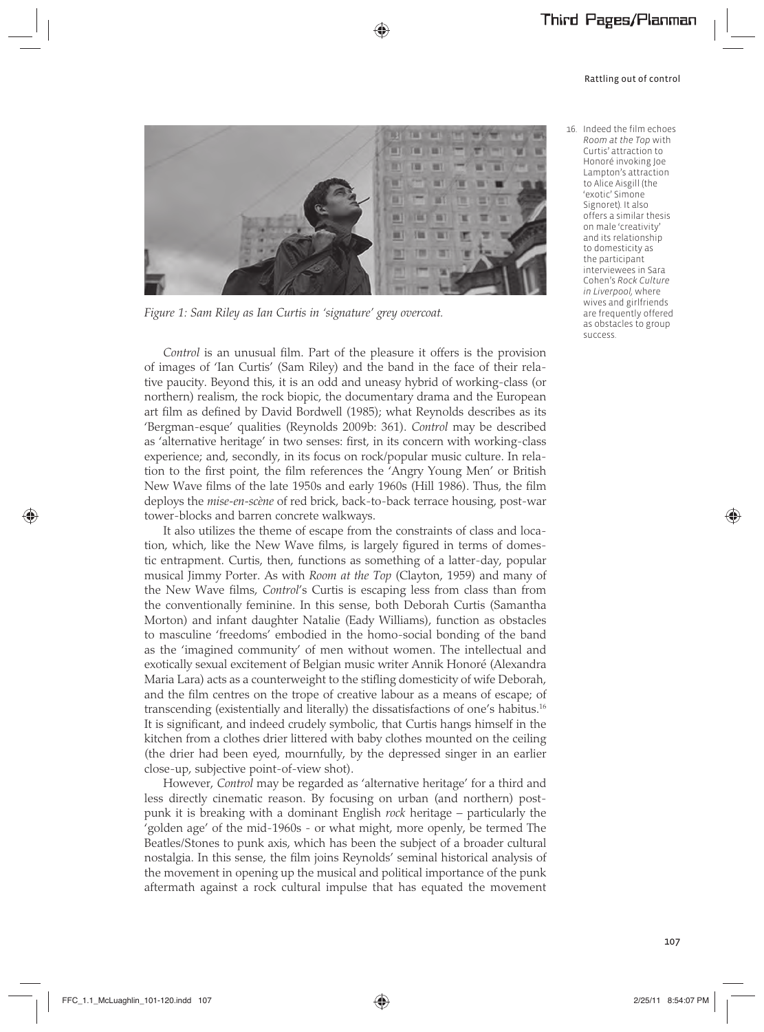*Figure 1: Sam Riley as Ian Curtis in 'signature' grey overcoat.*

*Control* is an unusual film. Part of the pleasure it offers is the provision of images of 'Ian Curtis' (Sam Riley) and the band in the face of their relative paucity. Beyond this, it is an odd and uneasy hybrid of working-class (or northern) realism, the rock biopic, the documentary drama and the European art film as defined by David Bordwell (1985); what Reynolds describes as its 'Bergman-esque' qualities (Reynolds 2009b: 361). *Control* may be described as 'alternative heritage' in two senses: first, in its concern with working-class experience; and, secondly, in its focus on rock/popular music culture. In relation to the first point, the film references the 'Angry Young Men' or British New Wave films of the late 1950s and early 1960s (Hill 1986). Thus, the film deploys the *mise-en-scène* of red brick, back-to-back terrace housing, post-war tower-blocks and barren concrete walkways.

It also utilizes the theme of escape from the constraints of class and location, which, like the New Wave films, is largely figured in terms of domestic entrapment. Curtis, then, functions as something of a latter-day, popular musical Jimmy Porter. As with *Room at the Top* (Clayton, 1959) and many of the New Wave films, *Control*'s Curtis is escaping less from class than from the conventionally feminine. In this sense, both Deborah Curtis (Samantha Morton) and infant daughter Natalie (Eady Williams), function as obstacles to masculine 'freedoms' embodied in the homo-social bonding of the band as the 'imagined community' of men without women. The intellectual and exotically sexual excitement of Belgian music writer Annik Honoré (Alexandra Maria Lara) acts as a counterweight to the stifling domesticity of wife Deborah, and the film centres on the trope of creative labour as a means of escape; of transcending (existentially and literally) the dissatisfactions of one's habitus.[16] It is significant, and indeed crudely symbolic, that Curtis hangs himself in the kitchen from a clothes drier littered with baby clothes mounted on the ceiling (the drier had been eyed, mournfully, by the depressed singer in an earlier close-up, subjective point-of-view shot).

However, *Control* may be regarded as 'alternative heritage' for a third and less directly cinematic reason. By focusing on urban (and northern) post-punk it is breaking with a dominant English *rock* heritage – particularly the 'golden age' of the mid-1960s - or what might, more openly, be termed The Beatles/Stones to punk axis, which has been the subject of a broader cultural nostalgia. In this sense, the film joins Reynolds' seminal historical analysis of the movement in opening up the musical and political importance of the punk aftermath against a rock cultural impulse that has equated the movement

16. Indeed the film echoes *Room at the Top* with Curtis' attraction to Honoré invoking Joe Lampton's attraction to Alice Aisgill (the 'exotic' Simone Signoret). It also offers a similar thesis on male 'creativity' and its relationship to domesticity as the participant interviewees in Sara Cohen's *Rock Culture in Liverpool*, where wives and girlfriends are frequently offered as obstacles to group success.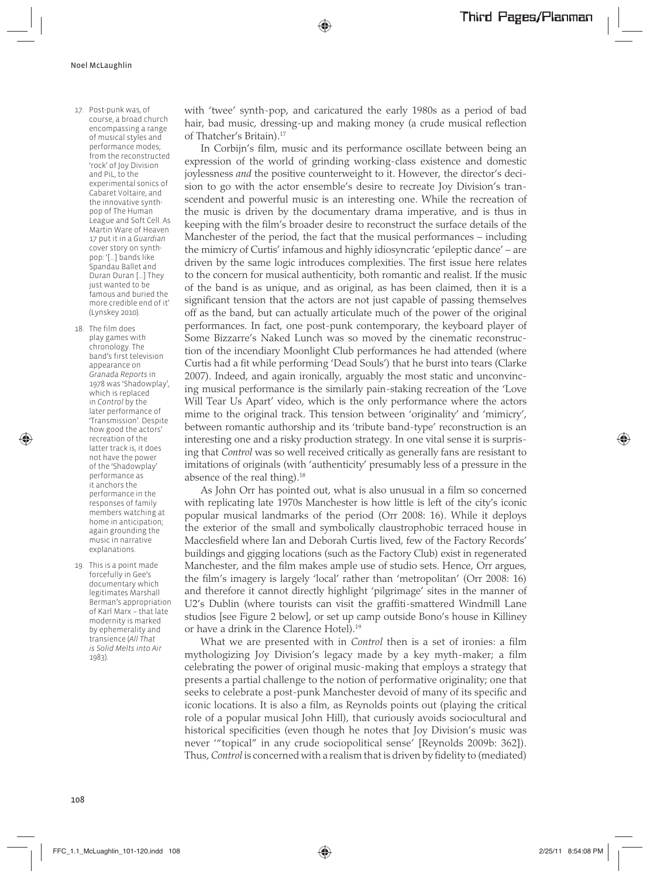with 'twee' synth-pop, and caricatured the early 1980s as a period of bad hair, bad music, dressing-up and making money (a crude musical reflection of Thatcher's Britain).[17]

In Corbijn's film, music and its performance oscillate between being an expression of the world of grinding working-class existence and domestic joylessness *and* the positive counterweight to it. However, the director's decision to go with the actor ensemble's desire to recreate Joy Division's transcendent and powerful music is an interesting one. While the recreation of the music is driven by the documentary drama imperative, and is thus in keeping with the film's broader desire to reconstruct the surface details of the Manchester of the period, the fact that the musical performances – including the mimicry of Curtis' infamous and highly idiosyncratic 'epileptic dance' – are driven by the same logic introduces complexities. The first issue here relates to the concern for musical authenticity, both romantic and realist. If the music of the band is as unique, and as original, as has been claimed, then it is a significant tension that the actors are not just capable of passing themselves off as the band, but can actually articulate much of the power of the original performances. In fact, one post-punk contemporary, the keyboard player of Some Bizzarre's Naked Lunch was so moved by the cinematic reconstruction of the incendiary Moonlight Club performances he had attended (where Curtis had a fit while performing 'Dead Souls') that he burst into tears (Clarke 2007). Indeed, and again ironically, arguably the most static and unconvincing musical performance is the similarly pain-staking recreation of the 'Love Will Tear Us Apart' video, which is the only performance where the actors mime to the original track. This tension between 'originality' and 'mimicry', between romantic authorship and its 'tribute band-type' reconstruction is an interesting one and a risky production strategy. In one vital sense it is surprising that *Control* was so well received critically as generally fans are resistant to imitations of originals (with 'authenticity' presumably less of a pressure in the absence of the real thing).[18]

As John Orr has pointed out, what is also unusual in a film so concerned with replicating late 1970s Manchester is how little is left of the city's iconic popular musical landmarks of the period (Orr 2008: 16). While it deploys the exterior of the small and symbolically claustrophobic terraced house in Macclesfield where Ian and Deborah Curtis lived, few of the Factory Records' buildings and gigging locations (such as the Factory Club) exist in regenerated Manchester, and the film makes ample use of studio sets. Hence, Orr argues, the film's imagery is largely 'local' rather than 'metropolitan' (Orr 2008: 16) and therefore it cannot directly highlight 'pilgrimage' sites in the manner of U2's Dublin (where tourists can visit the graffiti-smattered Windmill Lane studios [see Figure 2 below], or set up camp outside Bono's house in Killiney or have a drink in the Clarence Hotel).[19]

What we are presented with in *Control* then is a set of ironies: a film mythologizing Joy Division's legacy made by a key myth-maker; a film celebrating the power of original music-making that employs a strategy that presents a partial challenge to the notion of performative originality; one that seeks to celebrate a post-punk Manchester devoid of many of its specific and iconic locations. It is also a film, as Reynolds points out (playing the critical role of a popular musical John Hill), that curiously avoids sociocultural and historical specificities (even though he notes that Joy Division's music was never '"topical" in any crude sociopolitical sense' [Reynolds 2009b: 362]). Thus, *Control* is concerned with a realism that is driven by fidelity to (mediated)

17. Post-punk was, of course, a broad church encompassing a range of musical styles and performance modes; from the reconstructed 'rock' of Joy Division and PiL, to the experimental sonics of Cabaret Voltaire, and the innovative synth-pop of The Human League and Soft Cell. As Martin Ware of Heaven 17 put it in a *Guardian* cover story on synth-pop: '[...] bands like Spandau Ballet and Duran Duran [...] They just wanted to be famous and buried the more credible end of it' (Lynskey 2010).

18. The film does play games with chronology. The band's first television appearance on *Granada Reports* in 1978 was 'Shadowplay', which is replaced in *Control* by the later performance of 'Transmission'. Despite how good the actors' recreation of the latter track is, it does not have the power of the 'Shadowplay' performance as it anchors the performance in the responses of family members watching at home in anticipation; again grounding the music in narrative explanations.

19. This is a point made forcefully in Gee's documentary which legitimates Marshall Berman's appropriation of Karl Marx – that late modernity is marked by ephemerality and transience (*All That is Solid Melts into Air* 1983).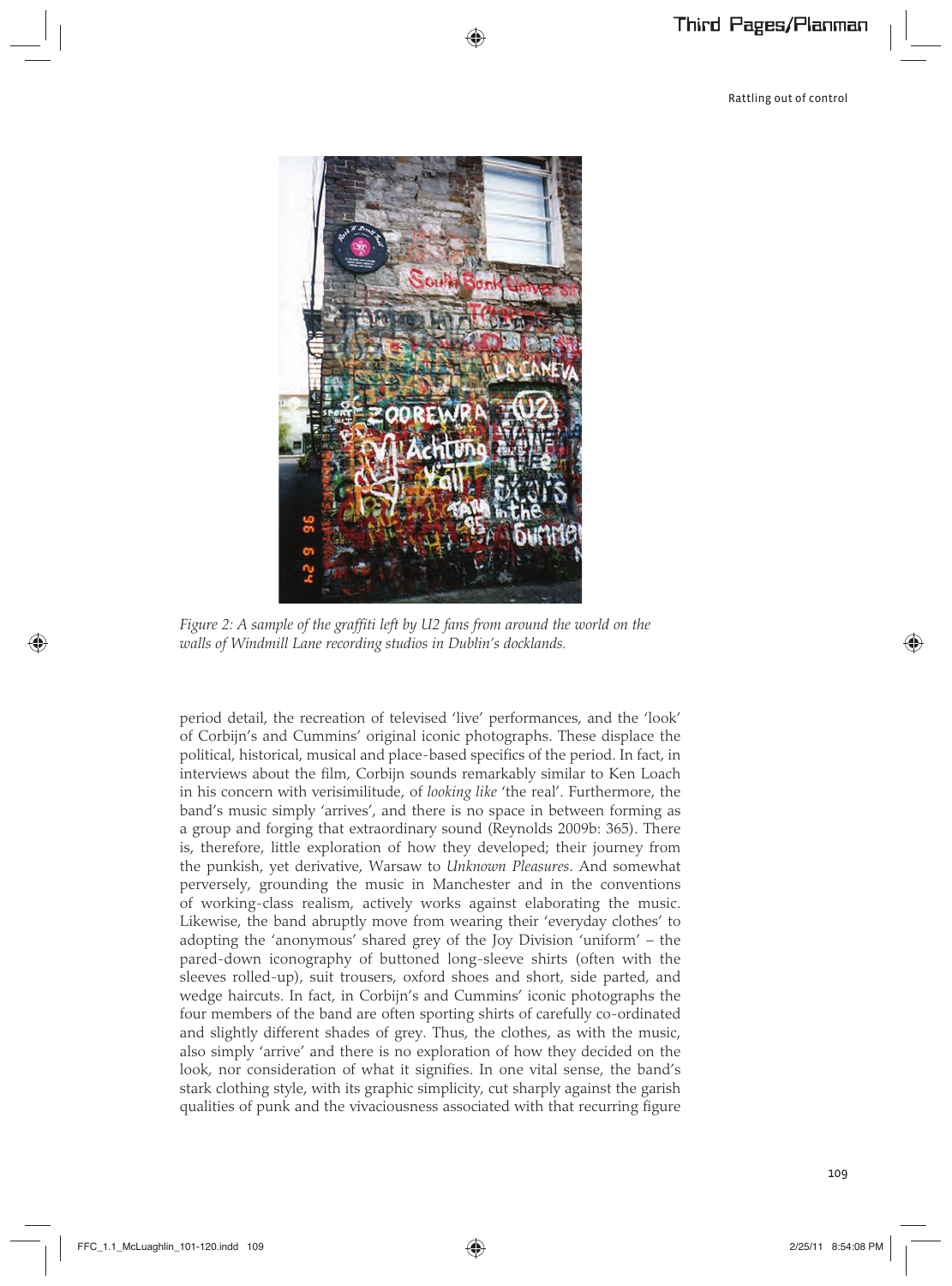*Figure 2: A sample of the graffiti left by U2 fans from around the world on the walls of Windmill Lane recording studios in Dublin's docklands.*

period detail, the recreation of televised 'live' performances, and the 'look' of Corbijn's and Cummins' original iconic photographs. These displace the political, historical, musical and place-based specifics of the period. In fact, in interviews about the film, Corbijn sounds remarkably similar to Ken Loach in his concern with verisimilitude, of *looking like* 'the real'. Furthermore, the band's music simply 'arrives', and there is no space in between forming as a group and forging that extraordinary sound (Reynolds 2009b: 365). There is, therefore, little exploration of how they developed; their journey from the punkish, yet derivative, Warsaw to *Unknown Pleasures.* And somewhat perversely, grounding the music in Manchester and in the conventions of working-class realism, actively works against elaborating the music. Likewise, the band abruptly move from wearing their 'everyday clothes' to adopting the 'anonymous' shared grey of the Joy Division 'uniform' – the pared-down iconography of buttoned long-sleeve shirts (often with the sleeves rolled-up), suit trousers, oxford shoes and short, side parted, and wedge haircuts. In fact, in Corbijn's and Cummins' iconic photographs the four members of the band are often sporting shirts of carefully co-ordinated and slightly different shades of grey. Thus, the clothes, as with the music, also simply 'arrive' and there is no exploration of how they decided on the look, nor consideration of what it signifies. In one vital sense, the band's stark clothing style, with its graphic simplicity, cut sharply against the garish qualities of punk and the vivaciousness associated with that recurring figure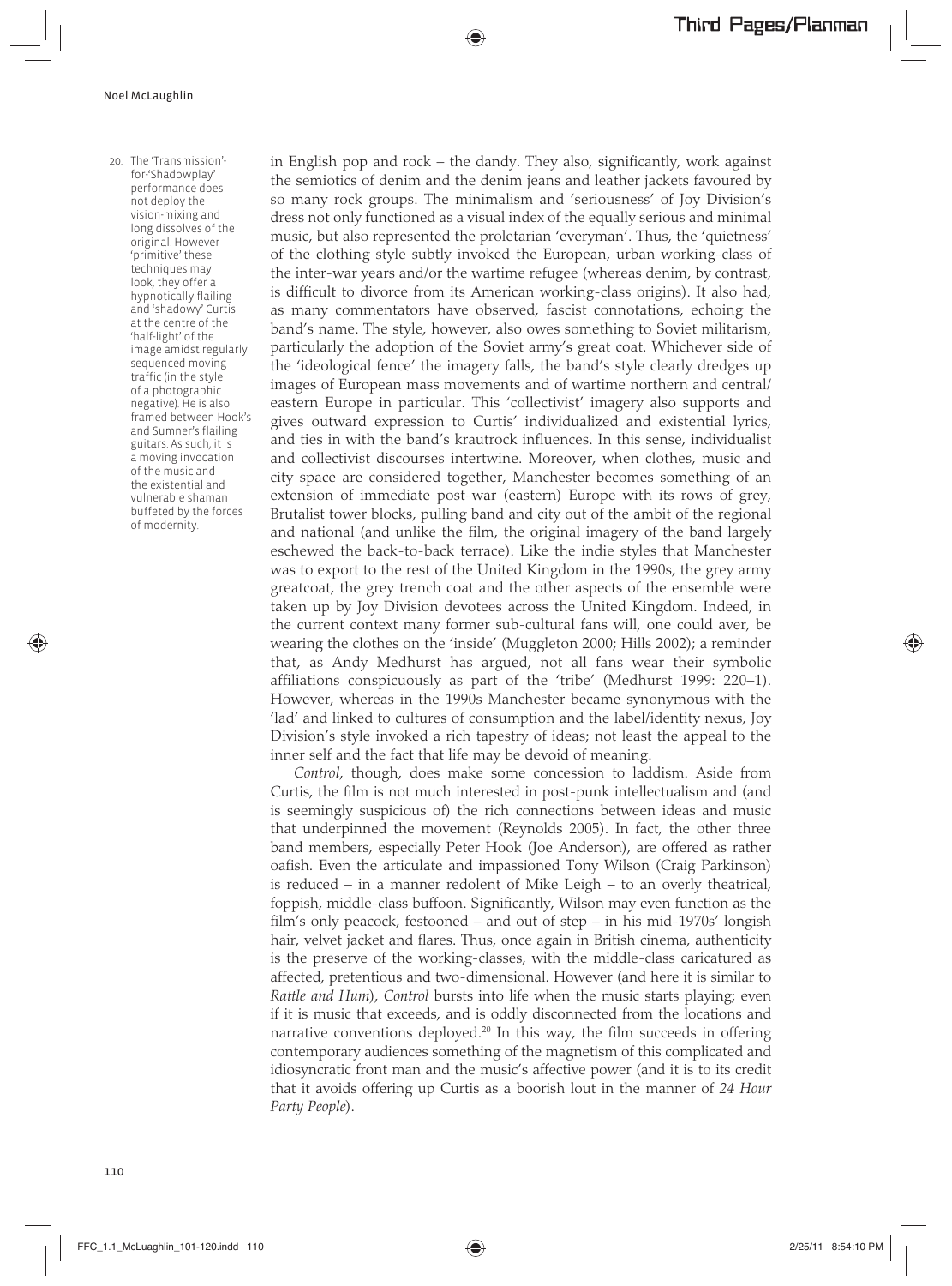in English pop and rock – the dandy. They also, significantly, work against the semiotics of denim and the denim jeans and leather jackets favoured by so many rock groups. The minimalism and 'seriousness' of Joy Division's dress not only functioned as a visual index of the equally serious and minimal music, but also represented the proletarian 'everyman'. Thus, the 'quietness' of the clothing style subtly invoked the European, urban working-class of the inter-war years and/or the wartime refugee (whereas denim, by contrast, is difficult to divorce from its American working-class origins). It also had, as many commentators have observed, fascist connotations, echoing the band's name. The style, however, also owes something to Soviet militarism, particularly the adoption of the Soviet army's great coat. Whichever side of the 'ideological fence' the imagery falls, the band's style clearly dredges up images of European mass movements and of wartime northern and central/eastern Europe in particular. This 'collectivist' imagery also supports and gives outward expression to Curtis' individualized and existential lyrics, and ties in with the band's krautrock influences. In this sense, individualist and collectivist discourses intertwine. Moreover, when clothes, music and city space are considered together, Manchester becomes something of an extension of immediate post-war (eastern) Europe with its rows of grey, Brutalist tower blocks, pulling band and city out of the ambit of the regional and national (and unlike the film, the original imagery of the band largely eschewed the back-to-back terrace). Like the indie styles that Manchester was to export to the rest of the United Kingdom in the 1990s, the grey army greatcoat, the grey trench coat and the other aspects of the ensemble were taken up by Joy Division devotees across the United Kingdom. Indeed, in the current context many former sub-cultural fans will, one could aver, be wearing the clothes on the 'inside' (Muggleton 2000; Hills 2002); a reminder that, as Andy Medhurst has argued, not all fans wear their symbolic affiliations conspicuously as part of the 'tribe' (Medhurst 1999: 220–1). However, whereas in the 1990s Manchester became synonymous with the 'lad' and linked to cultures of consumption and the label/identity nexus, Joy Division's style invoked a rich tapestry of ideas; not least the appeal to the inner self and the fact that life may be devoid of meaning.

*Control*, though, does make some concession to laddism. Aside from Curtis, the film is not much interested in post-punk intellectualism and (and is seemingly suspicious of) the rich connections between ideas and music that underpinned the movement (Reynolds 2005). In fact, the other three band members, especially Peter Hook (Joe Anderson), are offered as rather oafish. Even the articulate and impassioned Tony Wilson (Craig Parkinson) is reduced – in a manner redolent of Mike Leigh – to an overly theatrical, foppish, middle-class buffoon. Significantly, Wilson may even function as the film's only peacock, festooned – and out of step – in his mid-1970s' longish hair, velvet jacket and flares. Thus, once again in British cinema, authenticity is the preserve of the working-classes, with the middle-class caricatured as affected, pretentious and two-dimensional. However (and here it is similar to *Rattle and Hum*), *Control* bursts into life when the music starts playing; even if it is music that exceeds, and is oddly disconnected from the locations and narrative conventions deployed.[20] In this way, the film succeeds in offering contemporary audiences something of the magnetism of this complicated and idiosyncratic front man and the music's affective power (and it is to its credit that it avoids offering up Curtis as a boorish lout in the manner of *24 Hour Party People*).

20. The 'Transmission'-for-'Shadowplay' performance does not deploy the vision-mixing and long dissolves of the original. However 'primitive' these techniques may look, they offer a hypnotically flailing and 'shadowy' Curtis at the centre of the 'half-light' of the image amidst regularly sequenced moving traffic (in the style of a photographic negative). He is also framed between Hook's and Sumner's flailing guitars. As such, it is a moving invocation of the music and the existential and vulnerable shaman buffeted by the forces of modernity.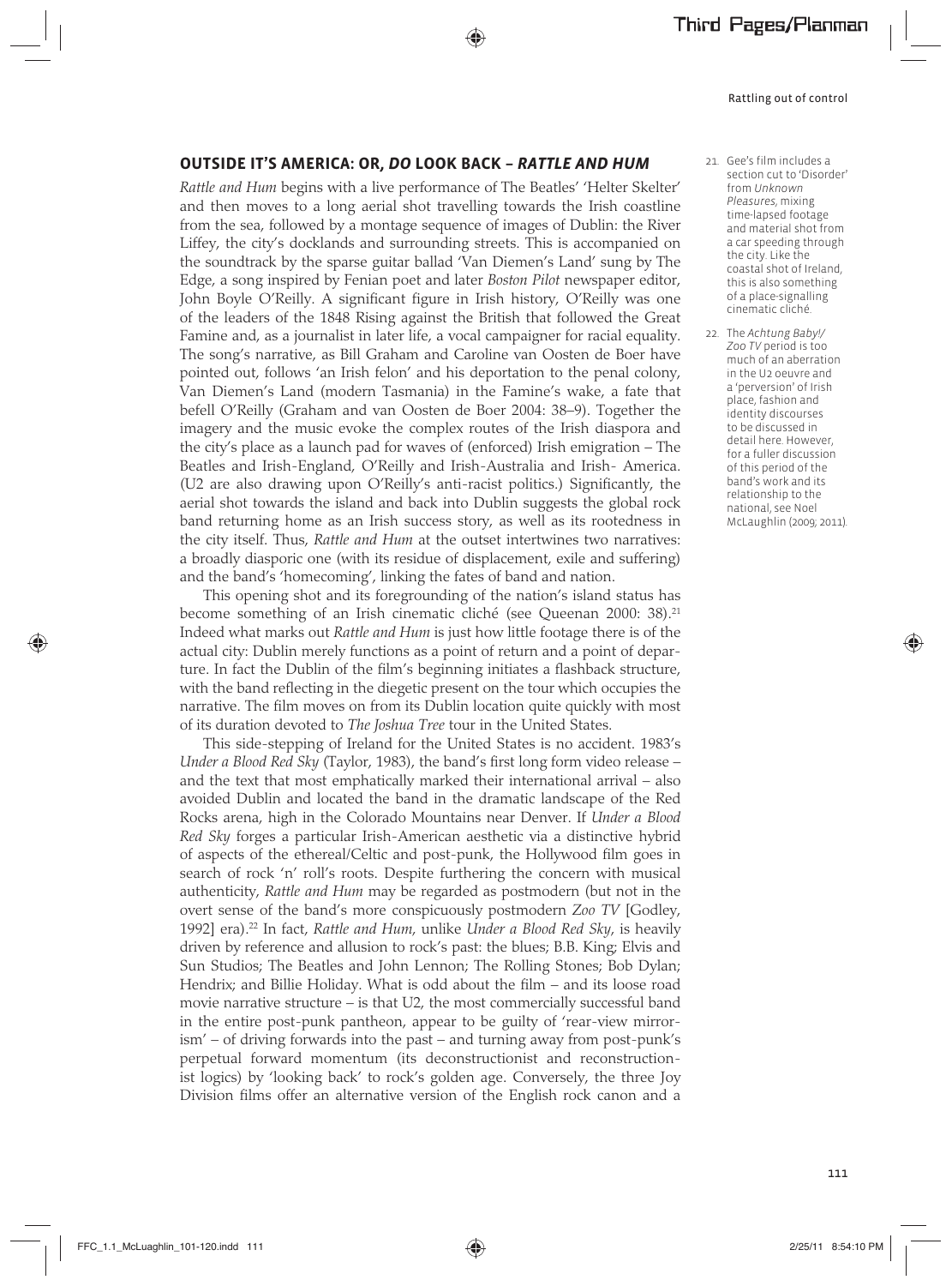## OUTSIDE IT'S AMERICA: OR, *DO* LOOK BACK – *RATTLE AND HUM*

*Rattle and Hum* begins with a live performance of The Beatles' 'Helter Skelter' and then moves to a long aerial shot travelling towards the Irish coastline from the sea, followed by a montage sequence of images of Dublin: the River Liffey, the city's docklands and surrounding streets. This is accompanied on the soundtrack by the sparse guitar ballad 'Van Diemen's Land' sung by The Edge, a song inspired by Fenian poet and later *Boston Pilot* newspaper editor, John Boyle O'Reilly. A significant figure in Irish history, O'Reilly was one of the leaders of the 1848 Rising against the British that followed the Great Famine and, as a journalist in later life, a vocal campaigner for racial equality. The song's narrative, as Bill Graham and Caroline van Oosten de Boer have pointed out, follows 'an Irish felon' and his deportation to the penal colony, Van Diemen's Land (modern Tasmania) in the Famine's wake, a fate that befell O'Reilly (Graham and van Oosten de Boer 2004: 38–9). Together the imagery and the music evoke the complex routes of the Irish diaspora and the city's place as a launch pad for waves of (enforced) Irish emigration – The Beatles and Irish-England, O'Reilly and Irish-Australia and Irish- America. (U2 are also drawing upon O'Reilly's anti-racist politics.) Significantly, the aerial shot towards the island and back into Dublin suggests the global rock band returning home as an Irish success story, as well as its rootedness in the city itself. Thus, *Rattle and Hum* at the outset intertwines two narratives: a broadly diasporic one (with its residue of displacement, exile and suffering) and the band's 'homecoming', linking the fates of band and nation.

This opening shot and its foregrounding of the nation's island status has become something of an Irish cinematic cliché (see Queenan 2000: 38).[21] Indeed what marks out *Rattle and Hum* is just how little footage there is of the actual city: Dublin merely functions as a point of return and a point of departure. In fact the Dublin of the film's beginning initiates a flashback structure, with the band reflecting in the diegetic present on the tour which occupies the narrative. The film moves on from its Dublin location quite quickly with most of its duration devoted to *The Joshua Tree* tour in the United States.

This side-stepping of Ireland for the United States is no accident. 1983's *Under a Blood Red Sky* (Taylor, 1983), the band's first long form video release – and the text that most emphatically marked their international arrival – also avoided Dublin and located the band in the dramatic landscape of the Red Rocks arena, high in the Colorado Mountains near Denver. If *Under a Blood Red Sky* forges a particular Irish-American aesthetic via a distinctive hybrid of aspects of the ethereal/Celtic and post-punk, the Hollywood film goes in search of rock 'n' roll's roots. Despite furthering the concern with musical authenticity, *Rattle and Hum* may be regarded as postmodern (but not in the overt sense of the band's more conspicuously postmodern *Zoo TV* [Godley, 1992] era).[22] In fact, *Rattle and Hum*, unlike *Under a Blood Red Sky*, is heavily driven by reference and allusion to rock's past: the blues; B.B. King; Elvis and Sun Studios; The Beatles and John Lennon; The Rolling Stones; Bob Dylan; Hendrix; and Billie Holiday. What is odd about the film – and its loose road movie narrative structure – is that U2, the most commercially successful band in the entire post-punk pantheon, appear to be guilty of 'rear-view mirrorism' – of driving forwards into the past – and turning away from post-punk's perpetual forward momentum (its deconstructionist and reconstructionist logics) by 'looking back' to rock's golden age. Conversely, the three Joy Division films offer an alternative version of the English rock canon and a

21. Gee's film includes a section cut to 'Disorder' from *Unknown Pleasures*, mixing time-lapsed footage and material shot from a car speeding through the city. Like the coastal shot of Ireland, this is also something of a place-signalling cinematic cliché.

22. The *Achtung Baby!/Zoo TV* period is too much of an aberration in the U2 oeuvre and a 'perversion' of Irish place, fashion and identity discourses to be discussed in detail here. However, for a fuller discussion of this period of the band's work and its relationship to the national, see Noel McLaughlin (2009; 2011).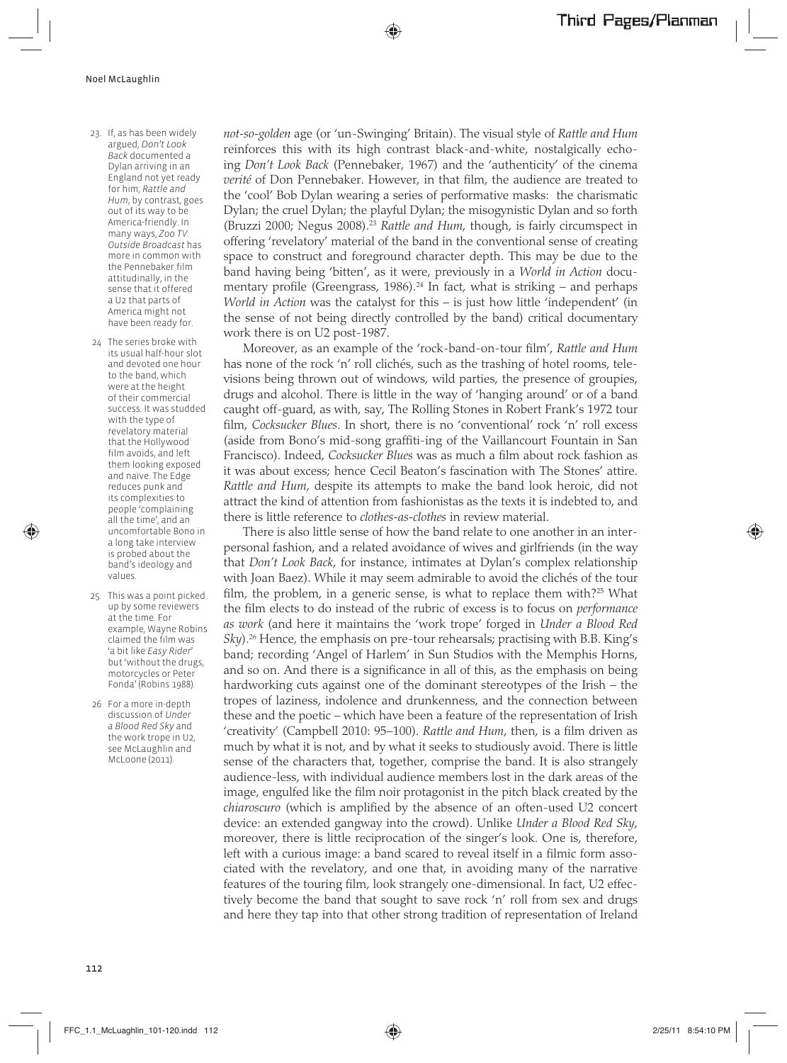*not-so-golden* age (or 'un-Swinging' Britain). The visual style of *Rattle and Hum* reinforces this with its high contrast black-and-white, nostalgically echoing *Don't Look Back* (Pennebaker, 1967) and the 'authenticity' of the cinema *verité* of Don Pennebaker. However, in that film, the audience are treated to the 'cool' Bob Dylan wearing a series of performative masks: the charismatic Dylan; the cruel Dylan; the playful Dylan; the misogynistic Dylan and so forth (Bruzzi 2000; Negus 2008).[23] *Rattle and Hum*, though, is fairly circumspect in offering 'revelatory' material of the band in the conventional sense of creating space to construct and foreground character depth. This may be due to the band having being 'bitten', as it were, previously in a *World in Action* documentary profile (Greengrass, 1986).[24] In fact, what is striking – and perhaps *World in Action* was the catalyst for this – is just how little 'independent' (in the sense of not being directly controlled by the band) critical documentary work there is on U2 post-1987.

Moreover, as an example of the 'rock-band-on-tour film', *Rattle and Hum* has none of the rock 'n' roll clichés, such as the trashing of hotel rooms, televisions being thrown out of windows, wild parties, the presence of groupies, drugs and alcohol. There is little in the way of 'hanging around' or of a band caught off-guard, as with, say, The Rolling Stones in Robert Frank's 1972 tour film, *Cocksucker Blues*. In short, there is no 'conventional' rock 'n' roll excess (aside from Bono's mid-song graffiti-ing of the Vaillancourt Fountain in San Francisco). Indeed, *Cocksucker Blues* was as much a film about rock fashion as it was about excess; hence Cecil Beaton's fascination with The Stones' attire. *Rattle and Hum*, despite its attempts to make the band look heroic, did not attract the kind of attention from fashionistas as the texts it is indebted to, and there is little reference to *clothes-as-clothes* in review material.

There is also little sense of how the band relate to one another in an interpersonal fashion, and a related avoidance of wives and girlfriends (in the way that *Don't Look Back*, for instance, intimates at Dylan's complex relationship with Joan Baez). While it may seem admirable to avoid the clichés of the tour film, the problem, in a generic sense, is what to replace them with?[25] What the film elects to do instead of the rubric of excess is to focus on *performance as work* (and here it maintains the 'work trope' forged in *Under a Blood Red Sky*).[26] Hence, the emphasis on pre-tour rehearsals; practising with B.B. King's band; recording 'Angel of Harlem' in Sun Studios with the Memphis Horns, and so on. And there is a significance in all of this, as the emphasis on being hardworking cuts against one of the dominant stereotypes of the Irish – the tropes of laziness, indolence and drunkenness, and the connection between these and the poetic – which have been a feature of the representation of Irish 'creativity' (Campbell 2010: 95–100). *Rattle and Hum*, then, is a film driven as much by what it is not, and by what it seeks to studiously avoid. There is little sense of the characters that, together, comprise the band. It is also strangely audience-less, with individual audience members lost in the dark areas of the image, engulfed like the film noir protagonist in the pitch black created by the *chiaroscuro* (which is amplified by the absence of an often-used U2 concert device: an extended gangway into the crowd). Unlike *Under a Blood Red Sky*, moreover, there is little reciprocation of the singer's look. One is, therefore, left with a curious image: a band scared to reveal itself in a filmic form associated with the revelatory, and one that, in avoiding many of the narrative features of the touring film, look strangely one-dimensional. In fact, U2 effectively become the band that sought to save rock 'n' roll from sex and drugs and here they tap into that other strong tradition of representation of Ireland

23. If, as has been widely argued, *Don't Look Back* documented a Dylan arriving in an England not yet ready for him; *Rattle and Hum*, by contrast, goes out of its way to be America-friendly. In many ways, *Zoo TV: Outside Broadcast* has more in common with the Pennebaker film attitudinally, in the sense that it offered a U2 that parts of America might not have been ready for.

24. The series broke with its usual half-hour slot and devoted one hour to the band, which were at the height of their commercial success. It was studded with the type of revelatory material that the Hollywood film avoids, and left them looking exposed and naïve. The Edge reduces punk and its complexities to people 'complaining all the time', and an uncomfortable Bono in a long take interview is probed about the band's ideology and values.

25. This was a point picked up by some reviewers at the time. For example, Wayne Robins claimed the film was 'a bit like *Easy Rider*' but 'without the drugs, motorcycles or Peter Fonda' (Robins 1988).

26. For a more in-depth discussion of *Under a Blood Red Sky* and the work trope in U2, see McLaughlin and McLoone (2011).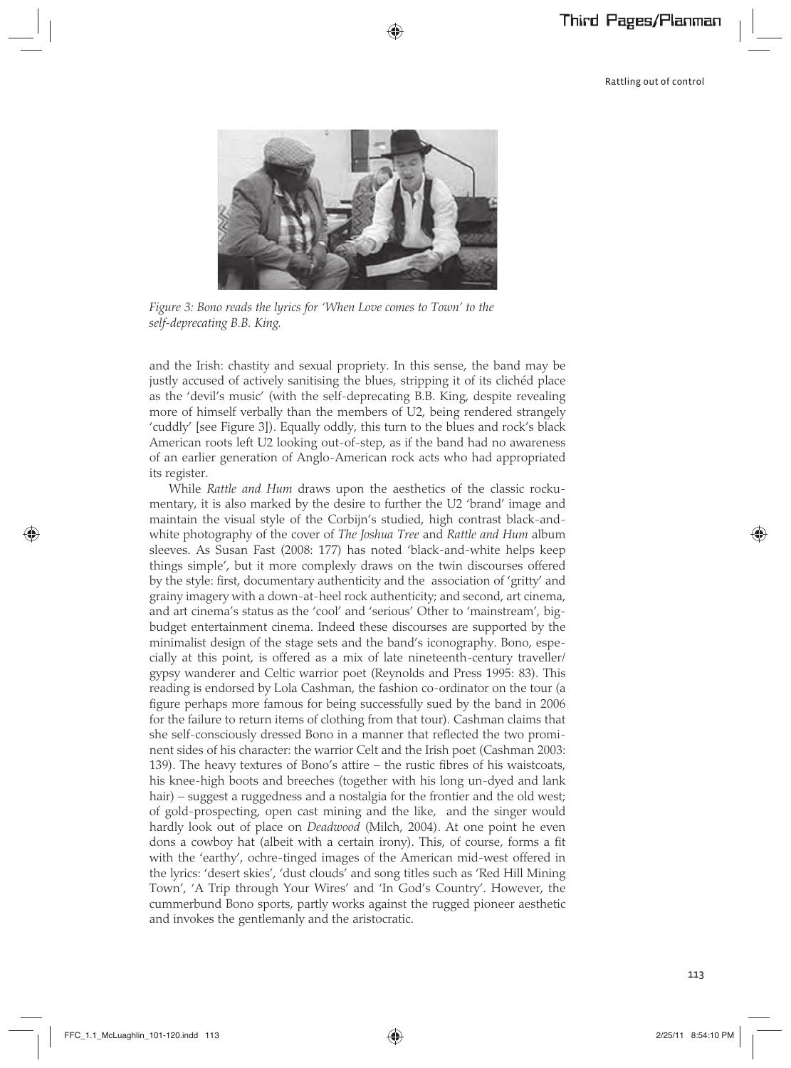*Figure 3: Bono reads the lyrics for 'When Love comes to Town' to the self-deprecating B.B. King.*

and the Irish: chastity and sexual propriety. In this sense, the band may be justly accused of actively sanitising the blues, stripping it of its clichéd place as the 'devil's music' (with the self-deprecating B.B. King, despite revealing more of himself verbally than the members of U2, being rendered strangely 'cuddly' [see Figure 3]). Equally oddly, this turn to the blues and rock's black American roots left U2 looking out-of-step, as if the band had no awareness of an earlier generation of Anglo-American rock acts who had appropriated its register.

While *Rattle and Hum* draws upon the aesthetics of the classic rockumentary, it is also marked by the desire to further the U2 'brand' image and maintain the visual style of the Corbijn's studied, high contrast black-and-white photography of the cover of *The Joshua Tree* and *Rattle and Hum* album sleeves. As Susan Fast (2008: 177) has noted 'black-and-white helps keep things simple', but it more complexly draws on the twin discourses offered by the style: first, documentary authenticity and the association of 'gritty' and grainy imagery with a down-at-heel rock authenticity; and second, art cinema, and art cinema's status as the 'cool' and 'serious' Other to 'mainstream', big-budget entertainment cinema. Indeed these discourses are supported by the minimalist design of the stage sets and the band's iconography. Bono, especially at this point, is offered as a mix of late nineteenth-century traveller/gypsy wanderer and Celtic warrior poet (Reynolds and Press 1995: 83). This reading is endorsed by Lola Cashman, the fashion co-ordinator on the tour (a figure perhaps more famous for being successfully sued by the band in 2006 for the failure to return items of clothing from that tour). Cashman claims that she self-consciously dressed Bono in a manner that reflected the two prominent sides of his character: the warrior Celt and the Irish poet (Cashman 2003: 139). The heavy textures of Bono's attire – the rustic fibres of his waistcoats, his knee-high boots and breeches (together with his long un-dyed and lank hair) – suggest a ruggedness and a nostalgia for the frontier and the old west; of gold-prospecting, open cast mining and the like, and the singer would hardly look out of place on *Deadwood* (Milch, 2004). At one point he even dons a cowboy hat (albeit with a certain irony). This, of course, forms a fit with the 'earthy', ochre-tinged images of the American mid-west offered in the lyrics: 'desert skies', 'dust clouds' and song titles such as 'Red Hill Mining Town', 'A Trip through Your Wires' and 'In God's Country'. However, the cummerbund Bono sports, partly works against the rugged pioneer aesthetic and invokes the gentlemanly and the aristocratic.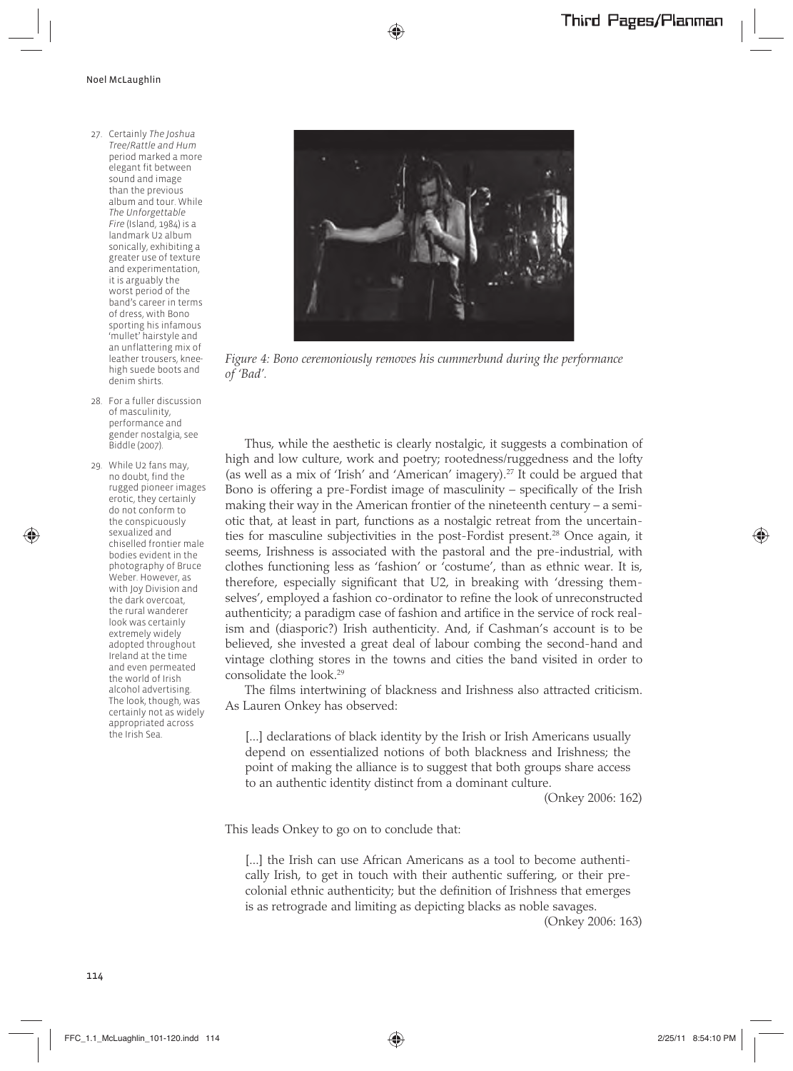*Figure 4: Bono ceremoniously removes his cummerbund during the performance of 'Bad'.*

Thus, while the aesthetic is clearly nostalgic, it suggests a combination of high and low culture, work and poetry; rootedness/ruggedness and the lofty (as well as a mix of 'Irish' and 'American' imagery).[27] It could be argued that Bono is offering a pre-Fordist image of masculinity – specifically of the Irish making their way in the American frontier of the nineteenth century – a semiotic that, at least in part, functions as a nostalgic retreat from the uncertainties for masculine subjectivities in the post-Fordist present.[28] Once again, it seems, Irishness is associated with the pastoral and the pre-industrial, with clothes functioning less as 'fashion' or 'costume', than as ethnic wear. It is, therefore, especially significant that U2, in breaking with 'dressing themselves', employed a fashion co-ordinator to refine the look of unreconstructed authenticity; a paradigm case of fashion and artifice in the service of rock realism and (diasporic?) Irish authenticity. And, if Cashman's account is to be believed, she invested a great deal of labour combing the second-hand and vintage clothing stores in the towns and cities the band visited in order to consolidate the look.[29]

The films intertwining of blackness and Irishness also attracted criticism. As Lauren Onkey has observed:

> [...] declarations of black identity by the Irish or Irish Americans usually depend on essentialized notions of both blackness and Irishness; the point of making the alliance is to suggest that both groups share access to an authentic identity distinct from a dominant culture.
>
> (Onkey 2006: 162)

This leads Onkey to go on to conclude that:

> [...] the Irish can use African Americans as a tool to become authentically Irish, to get in touch with their authentic suffering, or their precolonial ethnic authenticity; but the definition of Irishness that emerges is as retrograde and limiting as depicting blacks as noble savages.
>
> (Onkey 2006: 163)

27. Certainly *The Joshua Tree/Rattle and Hum* period marked a more elegant fit between sound and image than the previous album and tour. While *The Unforgettable Fire* (Island, 1984) is a landmark U2 album sonically, exhibiting a greater use of texture and experimentation, it is arguably the worst period of the band's career in terms of dress, with Bono sporting his infamous 'mullet' hairstyle and an unflattering mix of leather trousers, knee-high suede boots and denim shirts.

28. For a fuller discussion of masculinity, performance and gender nostalgia, see Biddle (2007).

29. While U2 fans may, no doubt, find the rugged pioneer images erotic, they certainly do not conform to the conspicuously sexualized and chiselled frontier male bodies evident in the photography of Bruce Weber. However, as with Joy Division and the dark overcoat, the rural wanderer look was certainly extremely widely adopted throughout Ireland at the time and even permeated the world of Irish alcohol advertising. The look, though, was certainly not as widely appropriated across the Irish Sea.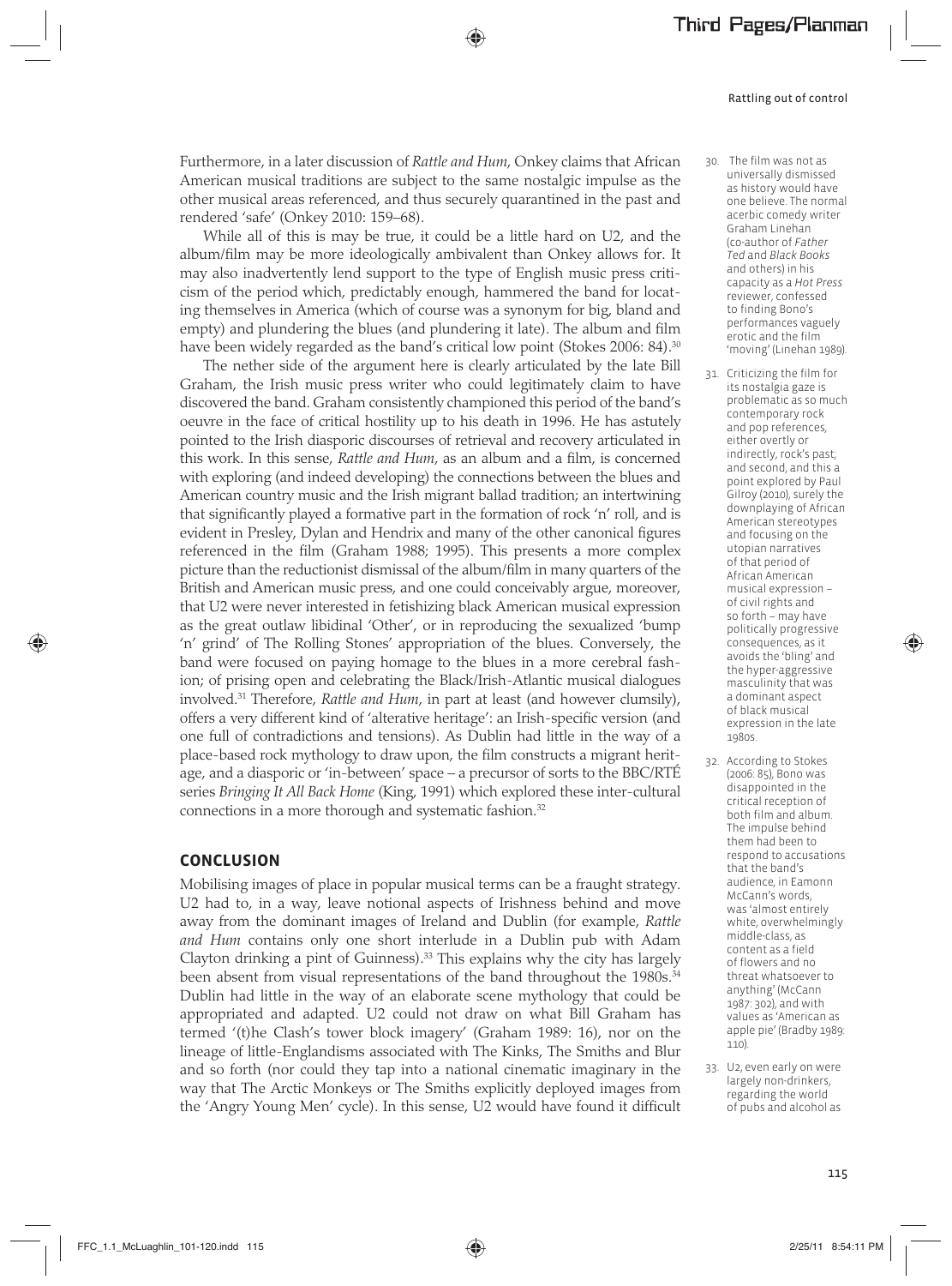Furthermore, in a later discussion of *Rattle and Hum*, Onkey claims that African American musical traditions are subject to the same nostalgic impulse as the other musical areas referenced, and thus securely quarantined in the past and rendered 'safe' (Onkey 2010: 159–68).

While all of this is may be true, it could be a little hard on U2, and the album/film may be more ideologically ambivalent than Onkey allows for. It may also inadvertently lend support to the type of English music press criticism of the period which, predictably enough, hammered the band for locating themselves in America (which of course was a synonym for big, bland and empty) and plundering the blues (and plundering it late). The album and film have been widely regarded as the band's critical low point (Stokes 2006: 84).[30]

The nether side of the argument here is clearly articulated by the late Bill Graham, the Irish music press writer who could legitimately claim to have discovered the band. Graham consistently championed this period of the band's oeuvre in the face of critical hostility up to his death in 1996. He has astutely pointed to the Irish diasporic discourses of retrieval and recovery articulated in this work. In this sense, *Rattle and Hum*, as an album and a film, is concerned with exploring (and indeed developing) the connections between the blues and American country music and the Irish migrant ballad tradition; an intertwining that significantly played a formative part in the formation of rock 'n' roll, and is evident in Presley, Dylan and Hendrix and many of the other canonical figures referenced in the film (Graham 1988; 1995). This presents a more complex picture than the reductionist dismissal of the album/film in many quarters of the British and American music press, and one could conceivably argue, moreover, that U2 were never interested in fetishizing black American musical expression as the great outlaw libidinal 'Other', or in reproducing the sexualized 'bump 'n' grind' of The Rolling Stones' appropriation of the blues. Conversely, the band were focused on paying homage to the blues in a more cerebral fashion; of prising open and celebrating the Black/Irish-Atlantic musical dialogues involved.[31] Therefore, *Rattle and Hum*, in part at least (and however clumsily), offers a very different kind of 'alterative heritage': an Irish-specific version (and one full of contradictions and tensions). As Dublin had little in the way of a place-based rock mythology to draw upon, the film constructs a migrant heritage, and a diasporic or 'in-between' space – a precursor of sorts to the BBC/RTÉ series *Bringing It All Back Home* (King, 1991) which explored these inter-cultural connections in a more thorough and systematic fashion.[32]

## CONCLUSION

Mobilising images of place in popular musical terms can be a fraught strategy. U2 had to, in a way, leave notional aspects of Irishness behind and move away from the dominant images of Ireland and Dublin (for example, *Rattle and Hum* contains only one short interlude in a Dublin pub with Adam Clayton drinking a pint of Guinness).[33] This explains why the city has largely been absent from visual representations of the band throughout the 1980s.[34] Dublin had little in the way of an elaborate scene mythology that could be appropriated and adapted. U2 could not draw on what Bill Graham has termed '(t)he Clash's tower block imagery' (Graham 1989: 16), nor on the lineage of little-Englandisms associated with The Kinks, The Smiths and Blur and so forth (nor could they tap into a national cinematic imaginary in the way that The Arctic Monkeys or The Smiths explicitly deployed images from the 'Angry Young Men' cycle). In this sense, U2 would have found it difficult

30. The film was not as universally dismissed as history would have one believe. The normal acerbic comedy writer Graham Linehan (co-author of *Father Ted* and *Black Books* and others) in his capacity as a *Hot Press* reviewer, confessed to finding Bono's performances vaguely erotic and the film 'moving' (Linehan 1989).

31. Criticizing the film for its nostalgia gaze is problematic as so much contemporary rock and pop references, either overtly or indirectly, rock's past; and second, and this a point explored by Paul Gilroy (2010), surely the downplaying of African American stereotypes and focusing on the utopian narratives of that period of African American musical expression – of civil rights and so forth – may have politically progressive consequences, as it avoids the 'bling' and the hyper-aggressive masculinity that was a dominant aspect of black musical expression in the late 1980s.

32. According to Stokes (2006: 85), Bono was disappointed in the critical reception of both film and album. The impulse behind them had been to respond to accusations that the band's audience, in Eamonn McCann's words, was 'almost entirely white, overwhelmingly middle-class, as content as a field of flowers and no threat whatsoever to anything' (McCann 1987: 302), and with values as 'American as apple pie' (Bradby 1989: 110).

33. U2, even early on were largely non-drinkers, regarding the world of pubs and alcohol as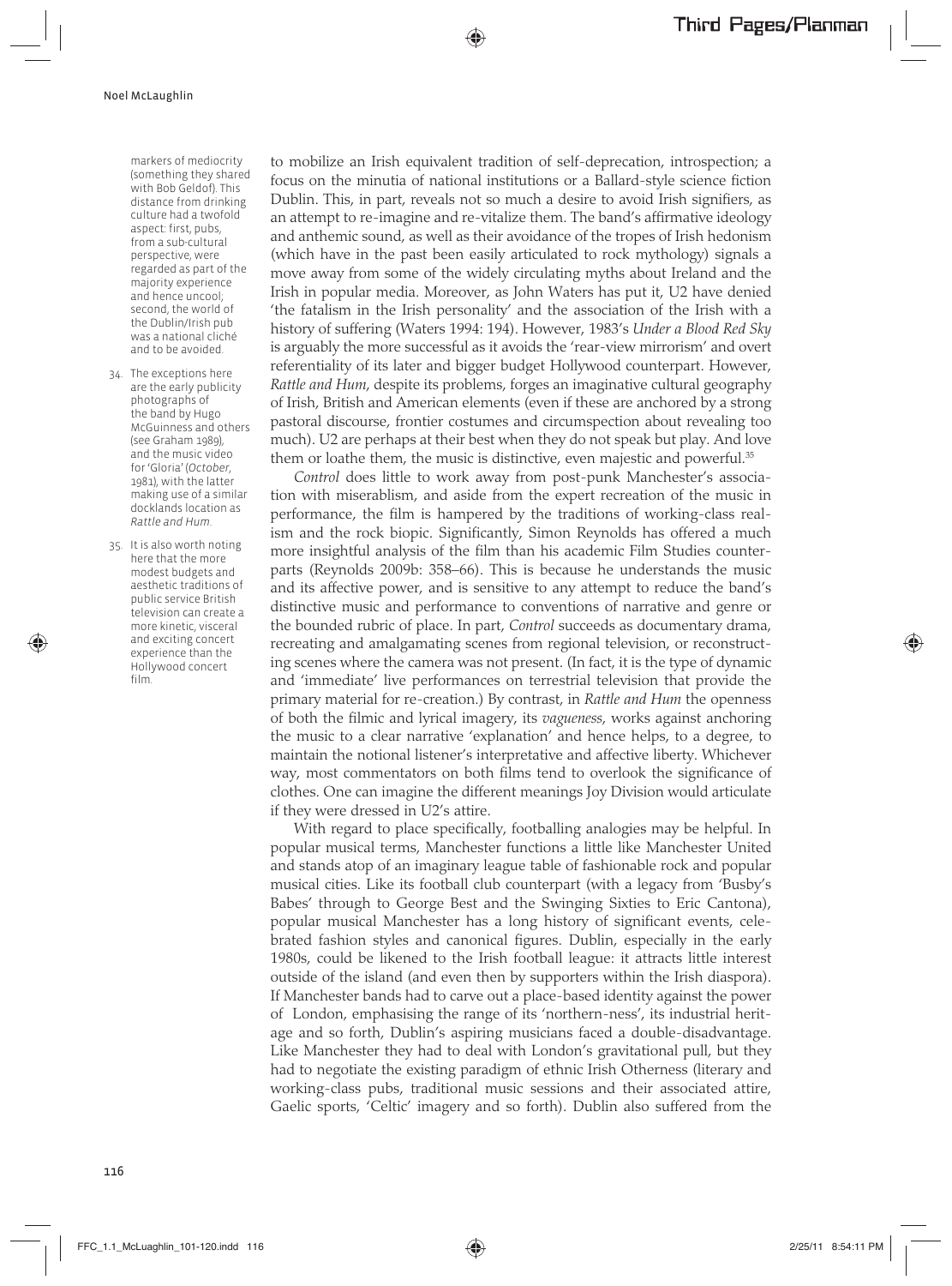markers of mediocrity (something they shared with Bob Geldof). This distance from drinking culture had a twofold aspect: first, pubs, from a sub-cultural perspective, were regarded as part of the majority experience and hence uncool; second, the world of the Dublin/Irish pub was a national cliché and to be avoided.

to mobilize an Irish equivalent tradition of self-deprecation, introspection; a focus on the minutia of national institutions or a Ballard-style science fiction Dublin. This, in part, reveals not so much a desire to avoid Irish signifiers, as an attempt to re-imagine and re-vitalize them. The band's affirmative ideology and anthemic sound, as well as their avoidance of the tropes of Irish hedonism (which have in the past been easily articulated to rock mythology) signals a move away from some of the widely circulating myths about Ireland and the Irish in popular media. Moreover, as John Waters has put it, U2 have denied 'the fatalism in the Irish personality' and the association of the Irish with a history of suffering (Waters 1994: 194). However, 1983's *Under a Blood Red Sky* is arguably the more successful as it avoids the 'rear-view mirrorism' and overt referentiality of its later and bigger budget Hollywood counterpart. However, *Rattle and Hum*, despite its problems, forges an imaginative cultural geography of Irish, British and American elements (even if these are anchored by a strong pastoral discourse, frontier costumes and circumspection about revealing too much). U2 are perhaps at their best when they do not speak but play. And love them or loathe them, the music is distinctive, even majestic and powerful.[35]

*Control* does little to work away from post-punk Manchester's association with miserablism, and aside from the expert recreation of the music in performance, the film is hampered by the traditions of working-class realism and the rock biopic. Significantly, Simon Reynolds has offered a much more insightful analysis of the film than his academic Film Studies counterparts (Reynolds 2009b: 358–66). This is because he understands the music and its affective power, and is sensitive to any attempt to reduce the band's distinctive music and performance to conventions of narrative and genre or the bounded rubric of place. In part, *Control* succeeds as documentary drama, recreating and amalgamating scenes from regional television, or reconstructing scenes where the camera was not present. (In fact, it is the type of dynamic and 'immediate' live performances on terrestrial television that provide the primary material for re-creation.) By contrast, in *Rattle and Hum* the openness of both the filmic and lyrical imagery, its *vagueness*, works against anchoring the music to a clear narrative 'explanation' and hence helps, to a degree, to maintain the notional listener's interpretative and affective liberty. Whichever way, most commentators on both films tend to overlook the significance of clothes. One can imagine the different meanings Joy Division would articulate if they were dressed in U2's attire.

With regard to place specifically, footballing analogies may be helpful. In popular musical terms, Manchester functions a little like Manchester United and stands atop of an imaginary league table of fashionable rock and popular musical cities. Like its football club counterpart (with a legacy from 'Busby's Babes' through to George Best and the Swinging Sixties to Eric Cantona), popular musical Manchester has a long history of significant events, celebrated fashion styles and canonical figures. Dublin, especially in the early 1980s, could be likened to the Irish football league: it attracts little interest outside of the island (and even then by supporters within the Irish diaspora). If Manchester bands had to carve out a place-based identity against the power of London, emphasising the range of its 'northern-ness', its industrial heritage and so forth, Dublin's aspiring musicians faced a double-disadvantage. Like Manchester they had to deal with London's gravitational pull, but they had to negotiate the existing paradigm of ethnic Irish Otherness (literary and working-class pubs, traditional music sessions and their associated attire, Gaelic sports, 'Celtic' imagery and so forth). Dublin also suffered from the

34. The exceptions here are the early publicity photographs of the band by Hugo McGuinness and others (see Graham 1989), and the music video for 'Gloria' (*October*, 1981), with the latter making use of a similar docklands location as *Rattle and Hum*.

35. It is also worth noting here that the more modest budgets and aesthetic traditions of public service British television can create a more kinetic, visceral and exciting concert experience than the Hollywood concert film.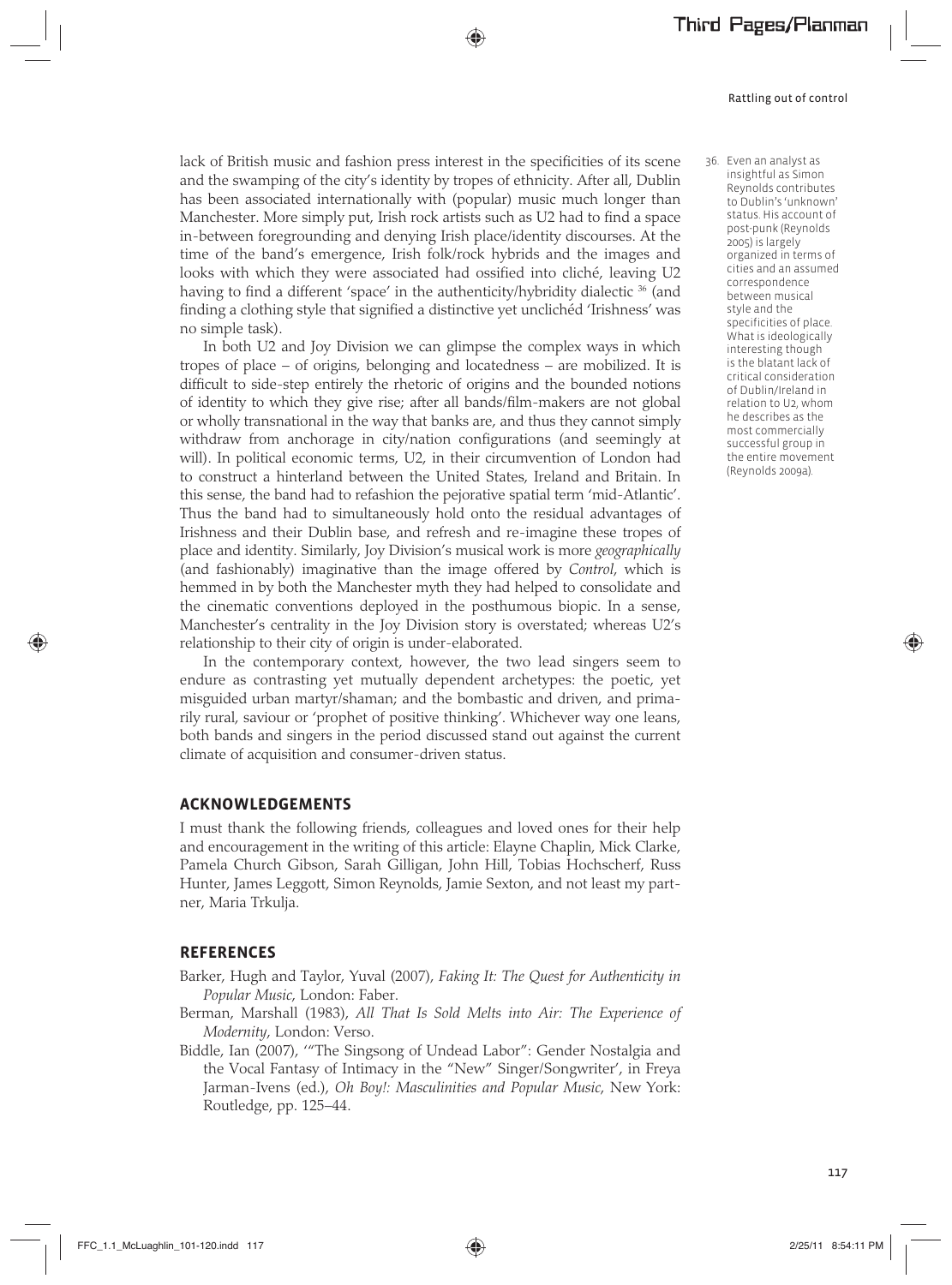lack of British music and fashion press interest in the specificities of its scene and the swamping of the city's identity by tropes of ethnicity. After all, Dublin has been associated internationally with (popular) music much longer than Manchester. More simply put, Irish rock artists such as U2 had to find a space in-between foregrounding and denying Irish place/identity discourses. At the time of the band's emergence, Irish folk/rock hybrids and the images and looks with which they were associated had ossified into cliché, leaving U2 having to find a different 'space' in the authenticity/hybridity dialectic [36] (and finding a clothing style that signified a distinctive yet unclichéd 'Irishness' was no simple task).

In both U2 and Joy Division we can glimpse the complex ways in which tropes of place – of origins, belonging and locatedness – are mobilized. It is difficult to side-step entirely the rhetoric of origins and the bounded notions of identity to which they give rise; after all bands/film-makers are not global or wholly transnational in the way that banks are, and thus they cannot simply withdraw from anchorage in city/nation configurations (and seemingly at will). In political economic terms, U2, in their circumvention of London had to construct a hinterland between the United States, Ireland and Britain. In this sense, the band had to refashion the pejorative spatial term 'mid-Atlantic'. Thus the band had to simultaneously hold onto the residual advantages of Irishness and their Dublin base, and refresh and re-imagine these tropes of place and identity. Similarly, Joy Division's musical work is more *geographically* (and fashionably) imaginative than the image offered by *Control*, which is hemmed in by both the Manchester myth they had helped to consolidate and the cinematic conventions deployed in the posthumous biopic. In a sense, Manchester's centrality in the Joy Division story is overstated; whereas U2's relationship to their city of origin is under-elaborated.

In the contemporary context, however, the two lead singers seem to endure as contrasting yet mutually dependent archetypes: the poetic, yet misguided urban martyr/shaman; and the bombastic and driven, and primarily rural, saviour or 'prophet of positive thinking'. Whichever way one leans, both bands and singers in the period discussed stand out against the current climate of acquisition and consumer-driven status.

36. Even an analyst as insightful as Simon Reynolds contributes to Dublin's 'unknown' status. His account of post-punk (Reynolds 2005) is largely organized in terms of cities and an assumed correspondence between musical style and the specificities of place. What is ideologically interesting though is the blatant lack of critical consideration of Dublin/Ireland in relation to U2, whom he describes as the most commercially successful group in the entire movement (Reynolds 2009a).

## ACKNOWLEDGEMENTS

I must thank the following friends, colleagues and loved ones for their help and encouragement in the writing of this article: Elayne Chaplin, Mick Clarke, Pamela Church Gibson, Sarah Gilligan, John Hill, Tobias Hochscherf, Russ Hunter, James Leggott, Simon Reynolds, Jamie Sexton, and not least my partner, Maria Trkulja.

## REFERENCES

Barker, Hugh and Taylor, Yuval (2007), *Faking It: The Quest for Authenticity in Popular Music*, London: Faber.

Berman, Marshall (1983), *All That Is Sold Melts into Air: The Experience of Modernity*, London: Verso.

Biddle, Ian (2007), '"The Singsong of Undead Labor": Gender Nostalgia and the Vocal Fantasy of Intimacy in the "New" Singer/Songwriter', in Freya Jarman-Ivens (ed.), *Oh Boy!: Masculinities and Popular Music*, New York: Routledge, pp. 125–44.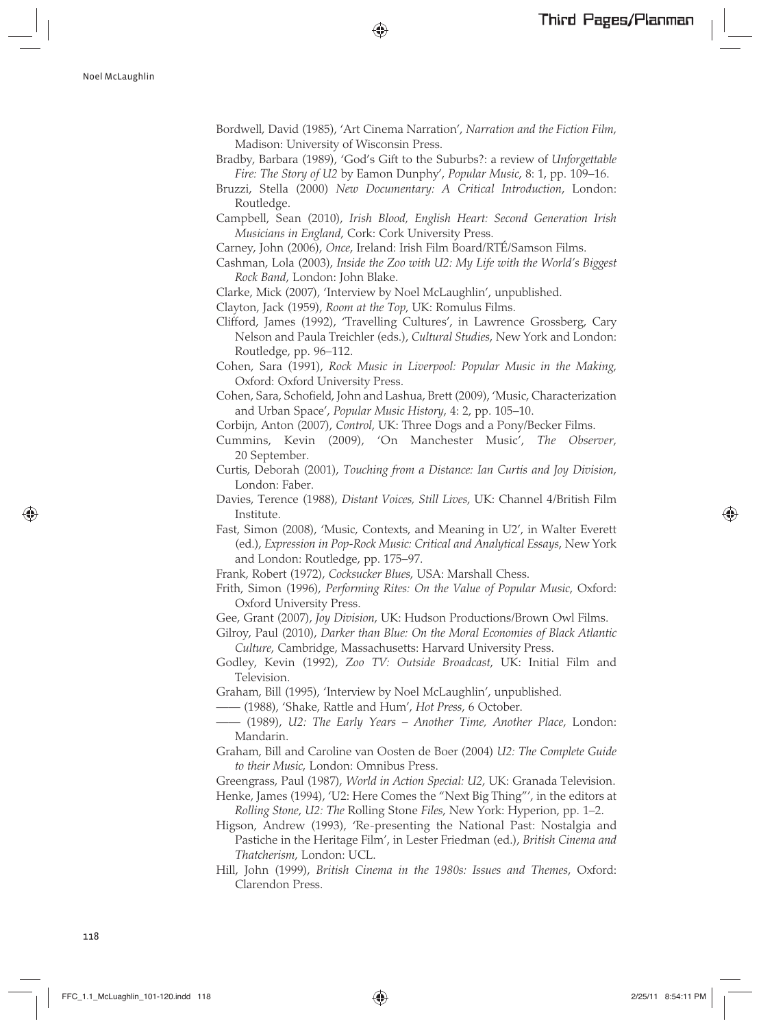Bordwell, David (1985), 'Art Cinema Narration', *Narration and the Fiction Film*, Madison: University of Wisconsin Press.

Bradby, Barbara (1989), 'God's Gift to the Suburbs?: a review of *Unforgettable Fire: The Story of U2* by Eamon Dunphy', *Popular Music*, 8: 1, pp. 109–16.

Bruzzi, Stella (2000) *New Documentary: A Critical Introduction*, London: Routledge.

Campbell, Sean (2010), *Irish Blood, English Heart: Second Generation Irish Musicians in England*, Cork: Cork University Press.

Carney, John (2006), *Once*, Ireland: Irish Film Board/RTÉ/Samson Films.

Cashman, Lola (2003), *Inside the Zoo with U2: My Life with the World's Biggest Rock Band*, London: John Blake.

Clarke, Mick (2007), 'Interview by Noel McLaughlin', unpublished.

Clayton, Jack (1959), *Room at the Top*, UK: Romulus Films.

Clifford, James (1992), 'Travelling Cultures', in Lawrence Grossberg, Cary Nelson and Paula Treichler (eds.), *Cultural Studies*, New York and London: Routledge, pp. 96–112.

Cohen, Sara (1991), *Rock Music in Liverpool: Popular Music in the Making*, Oxford: Oxford University Press.

Cohen, Sara, Schofield, John and Lashua, Brett (2009), 'Music, Characterization and Urban Space', *Popular Music History*, 4: 2, pp. 105–10.

Corbijn, Anton (2007), *Control*, UK: Three Dogs and a Pony/Becker Films.

Cummins, Kevin (2009), 'On Manchester Music', *The Observer*, 20 September.

Curtis, Deborah (2001), *Touching from a Distance: Ian Curtis and Joy Division*, London: Faber.

Davies, Terence (1988), *Distant Voices, Still Lives*, UK: Channel 4/British Film Institute.

Fast, Simon (2008), 'Music, Contexts, and Meaning in U2', in Walter Everett (ed.), *Expression in Pop-Rock Music: Critical and Analytical Essays*, New York and London: Routledge, pp. 175–97.

Frank, Robert (1972), *Cocksucker Blues*, USA: Marshall Chess.

Frith, Simon (1996), *Performing Rites: On the Value of Popular Music*, Oxford: Oxford University Press.

Gee, Grant (2007), *Joy Division*, UK: Hudson Productions/Brown Owl Films.

Gilroy, Paul (2010), *Darker than Blue: On the Moral Economies of Black Atlantic Culture*, Cambridge, Massachusetts: Harvard University Press.

Godley, Kevin (1992), *Zoo TV: Outside Broadcast*, UK: Initial Film and Television.

Graham, Bill (1995), 'Interview by Noel McLaughlin', unpublished.

—— (1988), 'Shake, Rattle and Hum', *Hot Press*, 6 October.

—— (1989), *U2: The Early Years – Another Time, Another Place*, London: Mandarin.

Graham, Bill and Caroline van Oosten de Boer (2004) *U2: The Complete Guide to their Music*, London: Omnibus Press.

Greengrass, Paul (1987), *World in Action Special: U2*, UK: Granada Television.

Henke, James (1994), 'U2: Here Comes the "Next Big Thing"', in the editors at *Rolling Stone*, *U2: The* Rolling Stone *Files*, New York: Hyperion, pp. 1–2.

Higson, Andrew (1993), 'Re-presenting the National Past: Nostalgia and Pastiche in the Heritage Film', in Lester Friedman (ed.), *British Cinema and Thatcherism*, London: UCL.

Hill, John (1999), *British Cinema in the 1980s: Issues and Themes*, Oxford: Clarendon Press.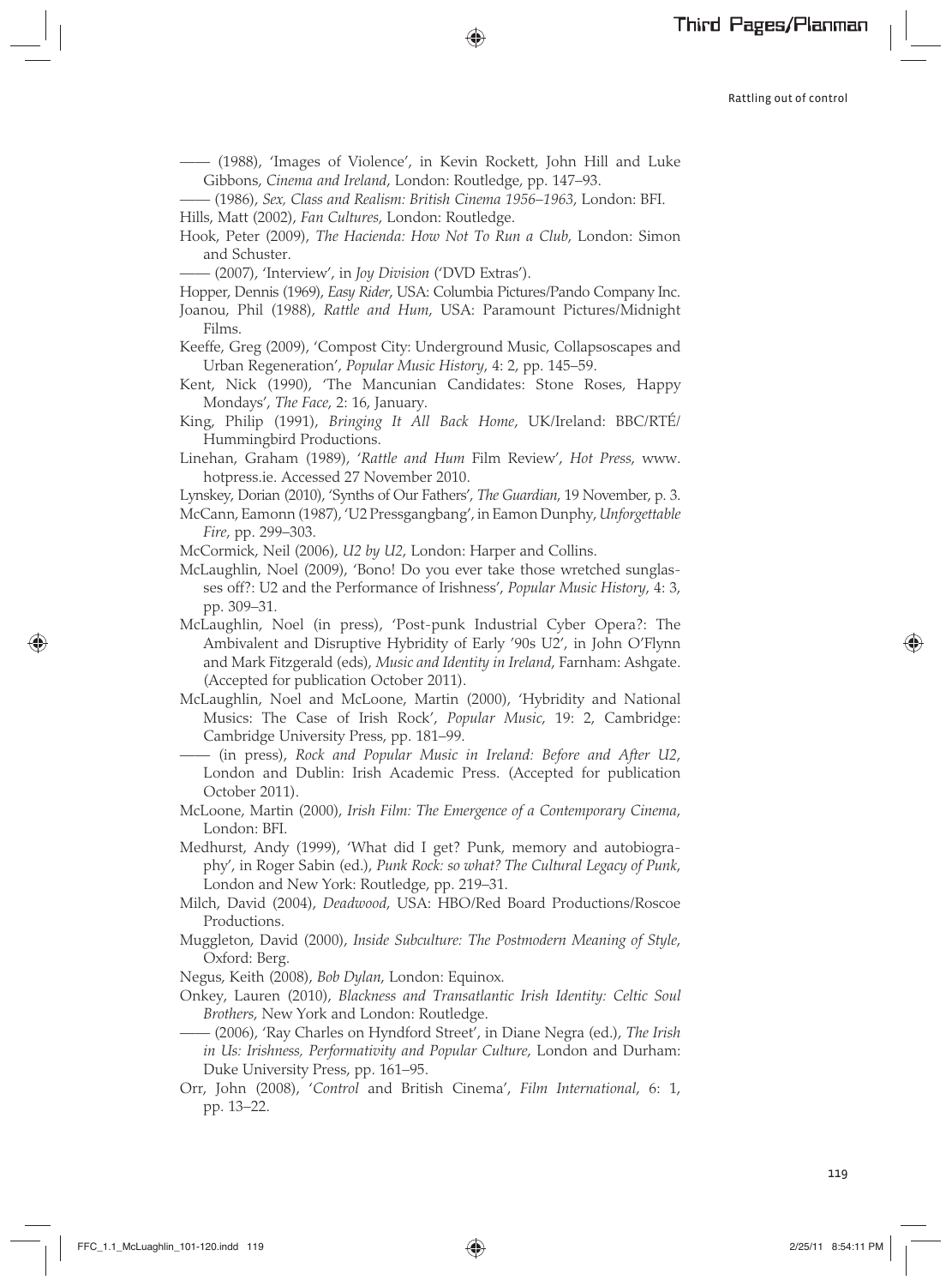—— (1988), 'Images of Violence', in Kevin Rockett, John Hill and Luke Gibbons, *Cinema and Ireland*, London: Routledge, pp. 147–93.

—— (1986), *Sex, Class and Realism: British Cinema 1956–1963*, London: BFI.

Hills, Matt (2002), *Fan Cultures*, London: Routledge.

Hook, Peter (2009), *The Hacienda: How Not To Run a Club*, London: Simon and Schuster.

—— (2007), 'Interview', in *Joy Division* ('DVD Extras').

Hopper, Dennis (1969), *Easy Rider*, USA: Columbia Pictures/Pando Company Inc.

Joanou, Phil (1988), *Rattle and Hum*, USA: Paramount Pictures/Midnight Films.

Keeffe, Greg (2009), 'Compost City: Underground Music, Collapsoscapes and Urban Regeneration', *Popular Music History*, 4: 2, pp. 145–59.

Kent, Nick (1990), 'The Mancunian Candidates: Stone Roses, Happy Mondays', *The Face*, 2: 16, January.

King, Philip (1991), *Bringing It All Back Home*, UK/Ireland: BBC/RTÉ/ Hummingbird Productions.

Linehan, Graham (1989), '*Rattle and Hum* Film Review', *Hot Press*, www.hotpress.ie. Accessed 27 November 2010.

Lynskey, Dorian (2010), 'Synths of Our Fathers', *The Guardian*, 19 November, p. 3.

McCann, Eamonn (1987), 'U2 Pressgangbang', in Eamon Dunphy, *Unforgettable Fire*, pp. 299–303.

McCormick, Neil (2006), *U2 by U2*, London: Harper and Collins.

McLaughlin, Noel (2009), 'Bono! Do you ever take those wretched sunglasses off?: U2 and the Performance of Irishness', *Popular Music History*, 4: 3, pp. 309–31.

McLaughlin, Noel (in press), 'Post-punk Industrial Cyber Opera?: The Ambivalent and Disruptive Hybridity of Early '90s U2', in John O'Flynn and Mark Fitzgerald (eds), *Music and Identity in Ireland*, Farnham: Ashgate. (Accepted for publication October 2011).

McLaughlin, Noel and McLoone, Martin (2000), 'Hybridity and National Musics: The Case of Irish Rock', *Popular Music*, 19: 2, Cambridge: Cambridge University Press, pp. 181–99.

—— (in press), *Rock and Popular Music in Ireland: Before and After U2*, London and Dublin: Irish Academic Press. (Accepted for publication October 2011).

McLoone, Martin (2000), *Irish Film: The Emergence of a Contemporary Cinema*, London: BFI.

Medhurst, Andy (1999), 'What did I get? Punk, memory and autobiography', in Roger Sabin (ed.), *Punk Rock: so what? The Cultural Legacy of Punk*, London and New York: Routledge, pp. 219–31.

Milch, David (2004), *Deadwood*, USA: HBO/Red Board Productions/Roscoe Productions.

Muggleton, David (2000), *Inside Subculture: The Postmodern Meaning of Style*, Oxford: Berg.

Negus, Keith (2008), *Bob Dylan*, London: Equinox.

Onkey, Lauren (2010), *Blackness and Transatlantic Irish Identity: Celtic Soul Brothers*, New York and London: Routledge.

—— (2006), 'Ray Charles on Hyndford Street', in Diane Negra (ed.), *The Irish in Us: Irishness, Performativity and Popular Culture*, London and Durham: Duke University Press, pp. 161–95.

Orr, John (2008), '*Control* and British Cinema', *Film International*, 6: 1, pp. 13–22.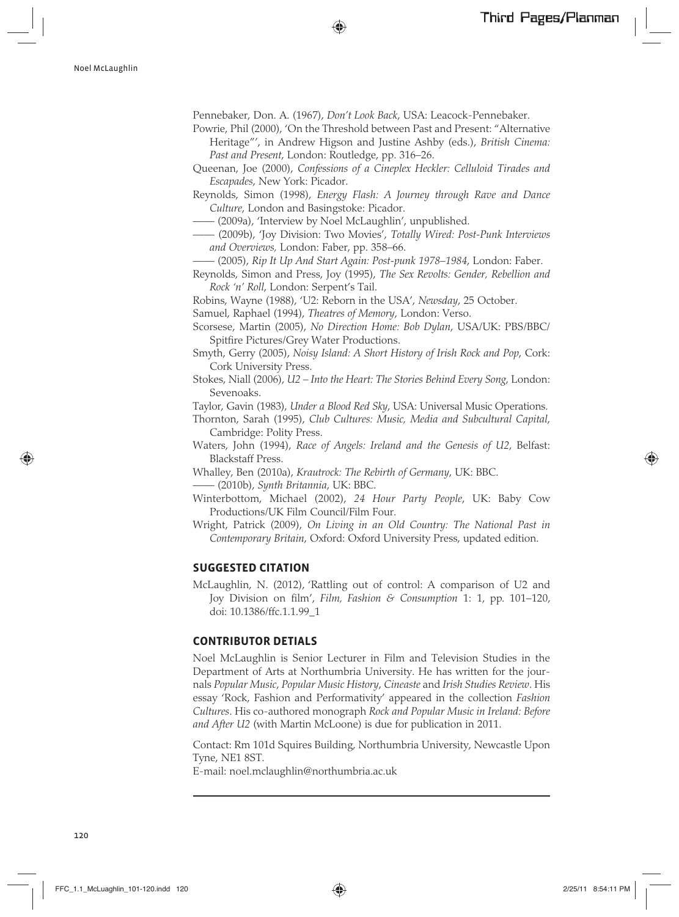Pennebaker, Don. A. (1967), *Don't Look Back*, USA: Leacock-Pennebaker.

Powrie, Phil (2000), 'On the Threshold between Past and Present: "Alternative Heritage"', in Andrew Higson and Justine Ashby (eds.), *British Cinema: Past and Present*, London: Routledge, pp. 316–26.

Queenan, Joe (2000), *Confessions of a Cineplex Heckler: Celluloid Tirades and Escapades*, New York: Picador.

Reynolds, Simon (1998), *Energy Flash: A Journey through Rave and Dance Culture*, London and Basingstoke: Picador.

—— (2009a), 'Interview by Noel McLaughlin', unpublished.

—— (2009b), 'Joy Division: Two Movies', *Totally Wired: Post-Punk Interviews and Overviews*, London: Faber, pp. 358–66.

—— (2005), *Rip It Up And Start Again: Post-punk 1978–1984*, London: Faber.

Reynolds, Simon and Press, Joy (1995), *The Sex Revolts: Gender, Rebellion and Rock 'n' Roll*, London: Serpent's Tail.

Robins, Wayne (1988), 'U2: Reborn in the USA', *Newsday*, 25 October.

Samuel, Raphael (1994), *Theatres of Memory*, London: Verso.

Scorsese, Martin (2005), *No Direction Home: Bob Dylan*, USA/UK: PBS/BBC/Spitfire Pictures/Grey Water Productions.

Smyth, Gerry (2005), *Noisy Island: A Short History of Irish Rock and Pop*, Cork: Cork University Press.

Stokes, Niall (2006), *U2 – Into the Heart: The Stories Behind Every Song*, London: Sevenoaks.

Taylor, Gavin (1983), *Under a Blood Red Sky*, USA: Universal Music Operations.

Thornton, Sarah (1995), *Club Cultures: Music, Media and Subcultural Capital*, Cambridge: Polity Press.

Waters, John (1994), *Race of Angels: Ireland and the Genesis of U2*, Belfast: Blackstaff Press.

Whalley, Ben (2010a), *Krautrock: The Rebirth of Germany*, UK: BBC.

—— (2010b), *Synth Britannia*, UK: BBC.

Winterbottom, Michael (2002), *24 Hour Party People*, UK: Baby Cow Productions/UK Film Council/Film Four.

Wright, Patrick (2009), *On Living in an Old Country: The National Past in Contemporary Britain*, Oxford: Oxford University Press, updated edition.

## SUGGESTED CITATION

McLaughlin, N. (2012), 'Rattling out of control: A comparison of U2 and Joy Division on film', *Film, Fashion & Consumption* 1: 1, pp. 101–120, doi: 10.1386/ffc.1.1.99_1

## CONTRIBUTOR DETIALS

Noel McLaughlin is Senior Lecturer in Film and Television Studies in the Department of Arts at Northumbria University. He has written for the journals *Popular Music*, *Popular Music History*, *Cineaste* and *Irish Studies Review*. His essay 'Rock, Fashion and Performativity' appeared in the collection *Fashion Cultures*. His co-authored monograph *Rock and Popular Music in Ireland: Before and After U2* (with Martin McLoone) is due for publication in 2011.

Contact: Rm 101d Squires Building, Northumbria University, Newcastle Upon Tyne, NE1 8ST.
E-mail: noel.mclaughlin@northumbria.ac.uk